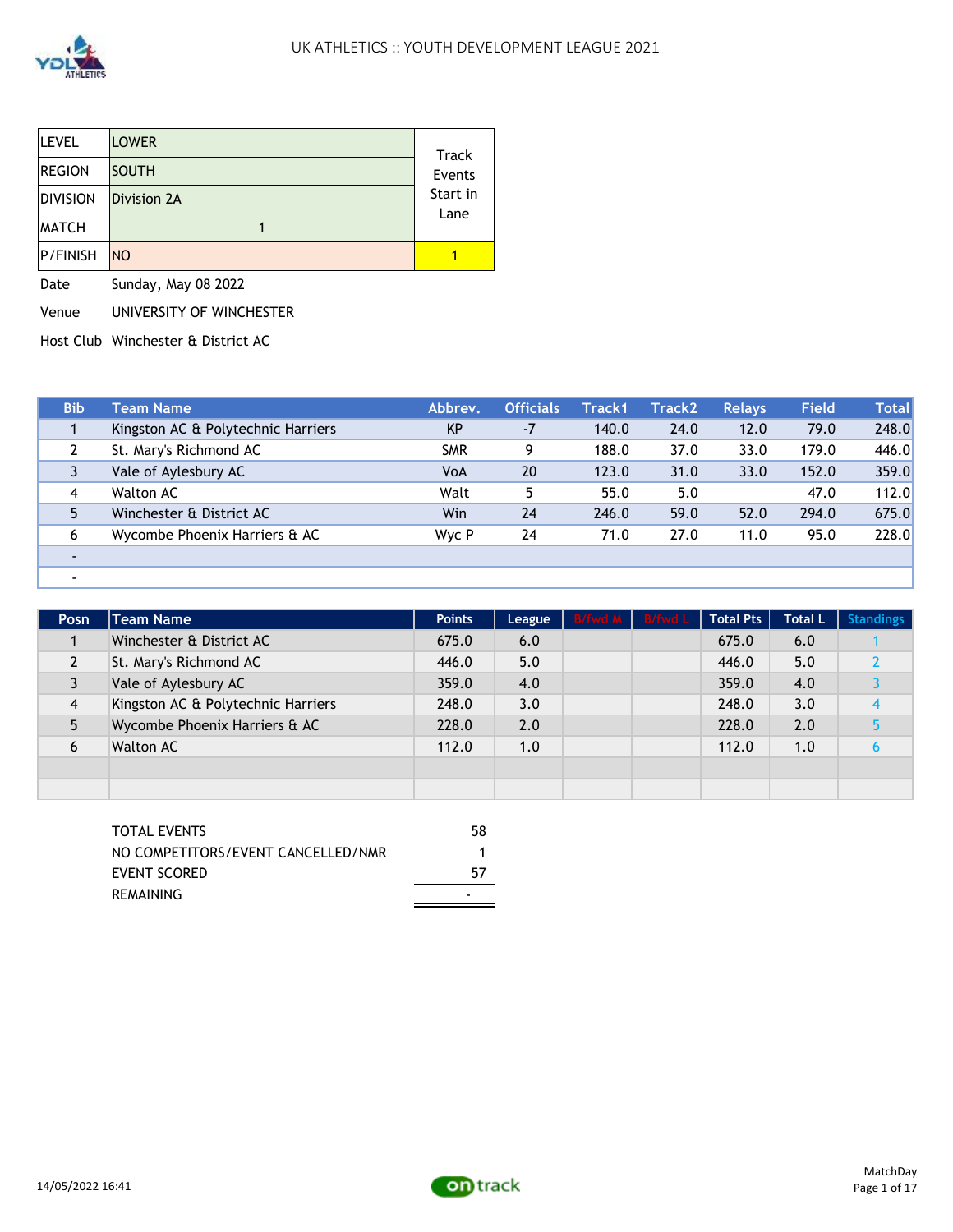# UK ATHLETICS :: YOUTH DEVELOPMENT LEAGUE 2021

| | | |
|---|---|---|
| LEVEL | LOWER | Track Events Start in Lane |
| REGION | SOUTH | |
| DIVISION | Division 2A | |
| MATCH | 1 | |
| P/FINISH | NO | 1 |

Date: Sunday, May 08 2022

Venue: UNIVERSITY OF WINCHESTER

Host Club: Winchester & District AC

| Bib | Team Name | Abbrev. | Officials | Track1 | Track2 | Relays | Field | Total |
|---|---|---|---|---|---|---|---|---|
| 1 | Kingston AC & Polytechnic Harriers | KP | -7 | 140.0 | 24.0 | 12.0 | 79.0 | 248.0 |
| 2 | St. Mary's Richmond AC | SMR | 9 | 188.0 | 37.0 | 33.0 | 179.0 | 446.0 |
| 3 | Vale of Aylesbury AC | VoA | 20 | 123.0 | 31.0 | 33.0 | 152.0 | 359.0 |
| 4 | Walton AC | Walt | 5 | 55.0 | 5.0 | | 47.0 | 112.0 |
| 5 | Winchester & District AC | Win | 24 | 246.0 | 59.0 | 52.0 | 294.0 | 675.0 |
| 6 | Wycombe Phoenix Harriers & AC | Wyc P | 24 | 71.0 | 27.0 | 11.0 | 95.0 | 228.0 |
| - | | | | | | | | |
| - | | | | | | | | |

| Posn | Team Name | Points | League | B/fwd M | B/fwd L | Total Pts | Total L | Standings |
|---|---|---|---|---|---|---|---|---|
| 1 | Winchester & District AC | 675.0 | 6.0 | | | 675.0 | 6.0 | 1 |
| 2 | St. Mary's Richmond AC | 446.0 | 5.0 | | | 446.0 | 5.0 | 2 |
| 3 | Vale of Aylesbury AC | 359.0 | 4.0 | | | 359.0 | 4.0 | 3 |
| 4 | Kingston AC & Polytechnic Harriers | 248.0 | 3.0 | | | 248.0 | 3.0 | 4 |
| 5 | Wycombe Phoenix Harriers & AC | 228.0 | 2.0 | | | 228.0 | 2.0 | 5 |
| 6 | Walton AC | 112.0 | 1.0 | | | 112.0 | 1.0 | 6 |
| | | | | | | | | |
| | | | | | | | | |

| | |
|---|---|
| TOTAL EVENTS | 58 |
| NO COMPETITORS/EVENT CANCELLED/NMR | 1 |
| EVENT SCORED | 57 |
| REMAINING | - |

14/05/2022 16:41

MatchDay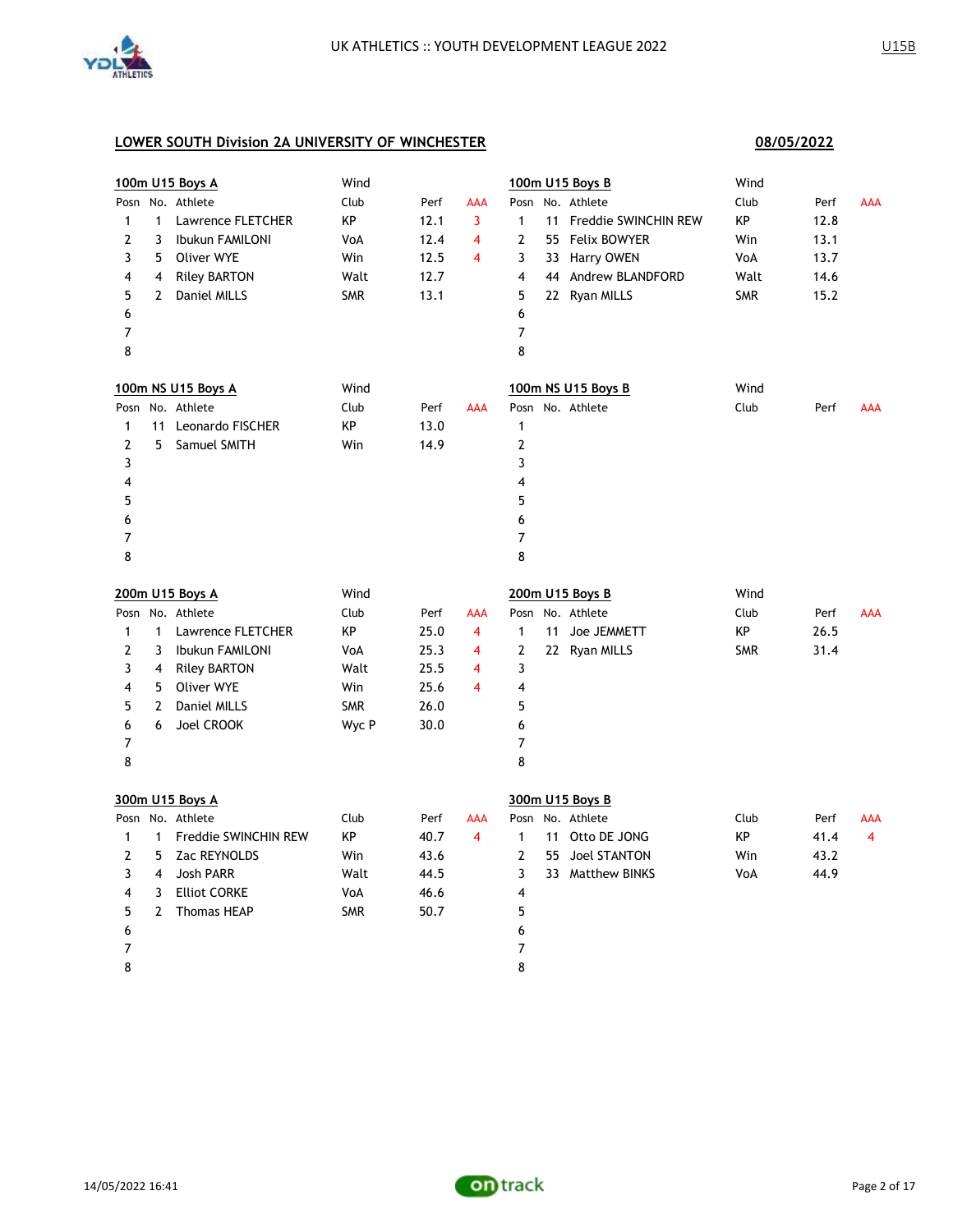UK ATHLETICS :: YOUTH DEVELOPMENT LEAGUE 2022

U15B

## LOWER SOUTH Division 2A UNIVERSITY OF WINCHESTER

08/05/2022

### 100m U15 Boys A

Wind

| Posn | No. | Athlete | Club | Perf | AAA |
|---|---|---|---|---|---|
| 1 | 1 | Lawrence FLETCHER | KP | 12.1 | 3 |
| 2 | 3 | Ibukun FAMILONI | VoA | 12.4 | 4 |
| 3 | 5 | Oliver WYE | Win | 12.5 | 4 |
| 4 | 4 | Riley BARTON | Walt | 12.7 | |
| 5 | 2 | Daniel MILLS | SMR | 13.1 | |
| 6 | | | | | |
| 7 | | | | | |
| 8 | | | | | |

### 100m U15 Boys B

Wind

| Posn | No. | Athlete | Club | Perf | AAA |
|---|---|---|---|---|---|
| 1 | 11 | Freddie SWINCHIN REW | KP | 12.8 | |
| 2 | 55 | Felix BOWYER | Win | 13.1 | |
| 3 | 33 | Harry OWEN | VoA | 13.7 | |
| 4 | 44 | Andrew BLANDFORD | Walt | 14.6 | |
| 5 | 22 | Ryan MILLS | SMR | 15.2 | |
| 6 | | | | | |
| 7 | | | | | |
| 8 | | | | | |

### 100m NS U15 Boys A

Wind

| Posn | No. | Athlete | Club | Perf | AAA |
|---|---|---|---|---|---|
| 1 | 11 | Leonardo FISCHER | KP | 13.0 | |
| 2 | 5 | Samuel SMITH | Win | 14.9 | |
| 3 | | | | | |
| 4 | | | | | |
| 5 | | | | | |
| 6 | | | | | |
| 7 | | | | | |
| 8 | | | | | |

### 100m NS U15 Boys B

Wind

| Posn | No. | Athlete | Club | Perf | AAA |
|---|---|---|---|---|---|
| 1 | | | | | |
| 2 | | | | | |
| 3 | | | | | |
| 4 | | | | | |
| 5 | | | | | |
| 6 | | | | | |
| 7 | | | | | |
| 8 | | | | | |

### 200m U15 Boys A

Wind

| Posn | No. | Athlete | Club | Perf | AAA |
|---|---|---|---|---|---|
| 1 | 1 | Lawrence FLETCHER | KP | 25.0 | 4 |
| 2 | 3 | Ibukun FAMILONI | VoA | 25.3 | 4 |
| 3 | 4 | Riley BARTON | Walt | 25.5 | 4 |
| 4 | 5 | Oliver WYE | Win | 25.6 | 4 |
| 5 | 2 | Daniel MILLS | SMR | 26.0 | |
| 6 | 6 | Joel CROOK | Wyc P | 30.0 | |
| 7 | | | | | |
| 8 | | | | | |

### 200m U15 Boys B

Wind

| Posn | No. | Athlete | Club | Perf | AAA |
|---|---|---|---|---|---|
| 1 | 11 | Joe JEMMETT | KP | 26.5 | |
| 2 | 22 | Ryan MILLS | SMR | 31.4 | |
| 3 | | | | | |
| 4 | | | | | |
| 5 | | | | | |
| 6 | | | | | |
| 7 | | | | | |
| 8 | | | | | |

### 300m U15 Boys A

| Posn | No. | Athlete | Club | Perf | AAA |
|---|---|---|---|---|---|
| 1 | 1 | Freddie SWINCHIN REW | KP | 40.7 | 4 |
| 2 | 5 | Zac REYNOLDS | Win | 43.6 | |
| 3 | 4 | Josh PARR | Walt | 44.5 | |
| 4 | 3 | Elliot CORKE | VoA | 46.6 | |
| 5 | 2 | Thomas HEAP | SMR | 50.7 | |
| 6 | | | | | |
| 7 | | | | | |
| 8 | | | | | |

### 300m U15 Boys B

| Posn | No. | Athlete | Club | Perf | AAA |
|---|---|---|---|---|---|
| 1 | 11 | Otto DE JONG | KP | 41.4 | 4 |
| 2 | 55 | Joel STANTON | Win | 43.2 | |
| 3 | 33 | Matthew BINKS | VoA | 44.9 | |
| 4 | | | | | |
| 5 | | | | | |
| 6 | | | | | |
| 7 | | | | | |
| 8 | | | | | |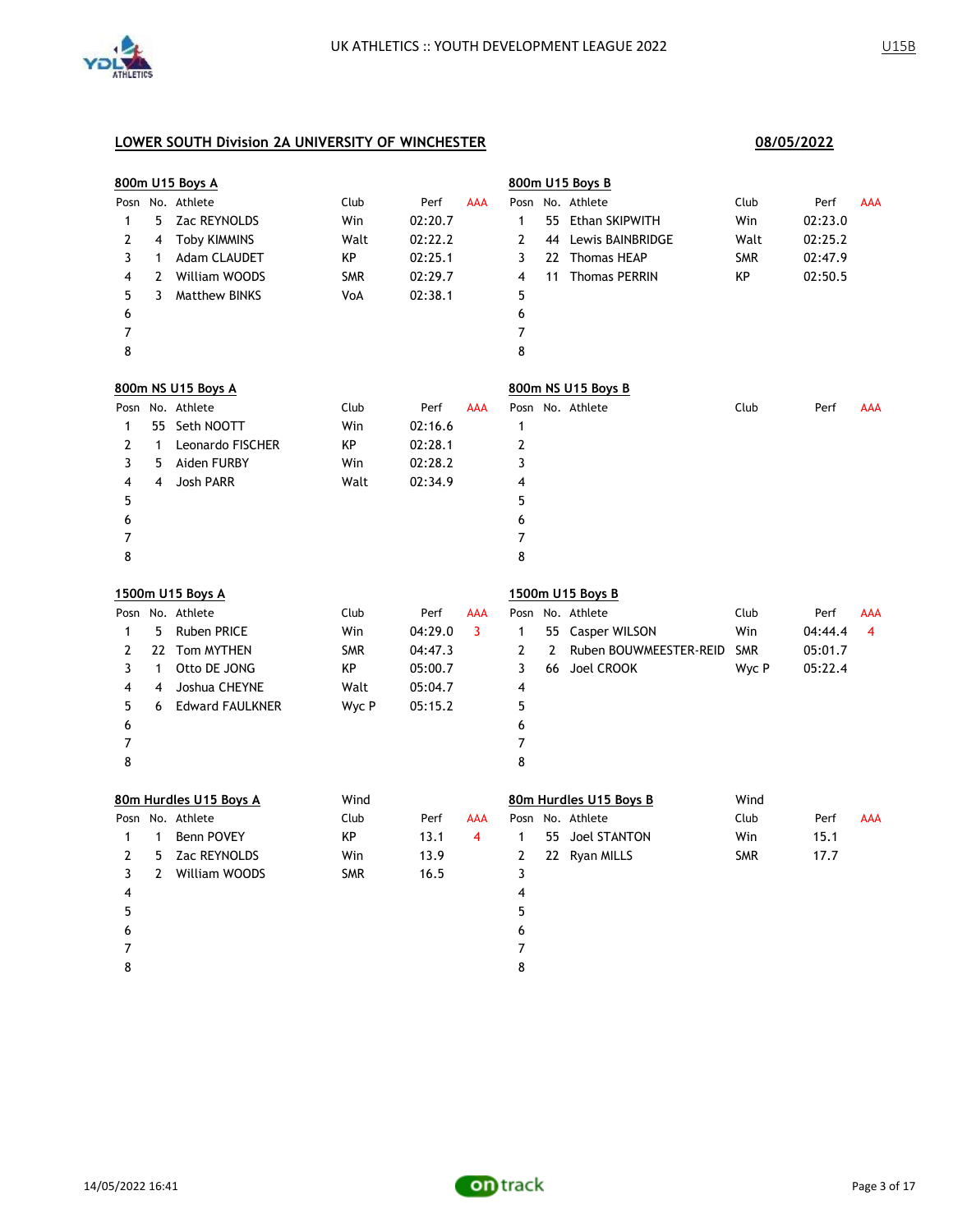## LOWER SOUTH Division 2A UNIVERSITY OF WINCHESTER

**08/05/2022**

### 800m U15 Boys A

| Posn | No. | Athlete | Club | Perf | AAA |
|---|---|---|---|---|---|
| 1 | 5 | Zac REYNOLDS | Win | 02:20.7 | |
| 2 | 4 | Toby KIMMINS | Walt | 02:22.2 | |
| 3 | 1 | Adam CLAUDET | KP | 02:25.1 | |
| 4 | 2 | William WOODS | SMR | 02:29.7 | |
| 5 | 3 | Matthew BINKS | VoA | 02:38.1 | |
| 6 | | | | | |
| 7 | | | | | |
| 8 | | | | | |

### 800m U15 Boys B

| Posn | No. | Athlete | Club | Perf | AAA |
|---|---|---|---|---|---|
| 1 | 55 | Ethan SKIPWITH | Win | 02:23.0 | |
| 2 | 44 | Lewis BAINBRIDGE | Walt | 02:25.2 | |
| 3 | 22 | Thomas HEAP | SMR | 02:47.9 | |
| 4 | 11 | Thomas PERRIN | KP | 02:50.5 | |
| 5 | | | | | |
| 6 | | | | | |
| 7 | | | | | |
| 8 | | | | | |

### 800m NS U15 Boys A

| Posn | No. | Athlete | Club | Perf | AAA |
|---|---|---|---|---|---|
| 1 | 55 | Seth NOOTT | Win | 02:16.6 | |
| 2 | 1 | Leonardo FISCHER | KP | 02:28.1 | |
| 3 | 5 | Aiden FURBY | Win | 02:28.2 | |
| 4 | 4 | Josh PARR | Walt | 02:34.9 | |
| 5 | | | | | |
| 6 | | | | | |
| 7 | | | | | |
| 8 | | | | | |

### 800m NS U15 Boys B

| Posn | No. | Athlete | Club | Perf | AAA |
|---|---|---|---|---|---|
| 1 | | | | | |
| 2 | | | | | |
| 3 | | | | | |
| 4 | | | | | |
| 5 | | | | | |
| 6 | | | | | |
| 7 | | | | | |
| 8 | | | | | |

### 1500m U15 Boys A

| Posn | No. | Athlete | Club | Perf | AAA |
|---|---|---|---|---|---|
| 1 | 5 | Ruben PRICE | Win | 04:29.0 | 3 |
| 2 | 22 | Tom MYTHEN | SMR | 04:47.3 | |
| 3 | 1 | Otto DE JONG | KP | 05:00.7 | |
| 4 | 4 | Joshua CHEYNE | Walt | 05:04.7 | |
| 5 | 6 | Edward FAULKNER | Wyc P | 05:15.2 | |
| 6 | | | | | |
| 7 | | | | | |
| 8 | | | | | |

### 1500m U15 Boys B

| Posn | No. | Athlete | Club | Perf | AAA |
|---|---|---|---|---|---|
| 1 | 55 | Casper WILSON | Win | 04:44.4 | 4 |
| 2 | 2 | Ruben BOUWMEESTER-REID | SMR | 05:01.7 | |
| 3 | 66 | Joel CROOK | Wyc P | 05:22.4 | |
| 4 | | | | | |
| 5 | | | | | |
| 6 | | | | | |
| 7 | | | | | |
| 8 | | | | | |

### 80m Hurdles U15 Boys A

Wind

| Posn | No. | Athlete | Club | Perf | AAA |
|---|---|---|---|---|---|
| 1 | 1 | Benn POVEY | KP | 13.1 | 4 |
| 2 | 5 | Zac REYNOLDS | Win | 13.9 | |
| 3 | 2 | William WOODS | SMR | 16.5 | |
| 4 | | | | | |
| 5 | | | | | |
| 6 | | | | | |
| 7 | | | | | |
| 8 | | | | | |

### 80m Hurdles U15 Boys B

Wind

| Posn | No. | Athlete | Club | Perf | AAA |
|---|---|---|---|---|---|
| 1 | 55 | Joel STANTON | Win | 15.1 | |
| 2 | 22 | Ryan MILLS | SMR | 17.7 | |
| 3 | | | | | |
| 4 | | | | | |
| 5 | | | | | |
| 6 | | | | | |
| 7 | | | | | |
| 8 | | | | | |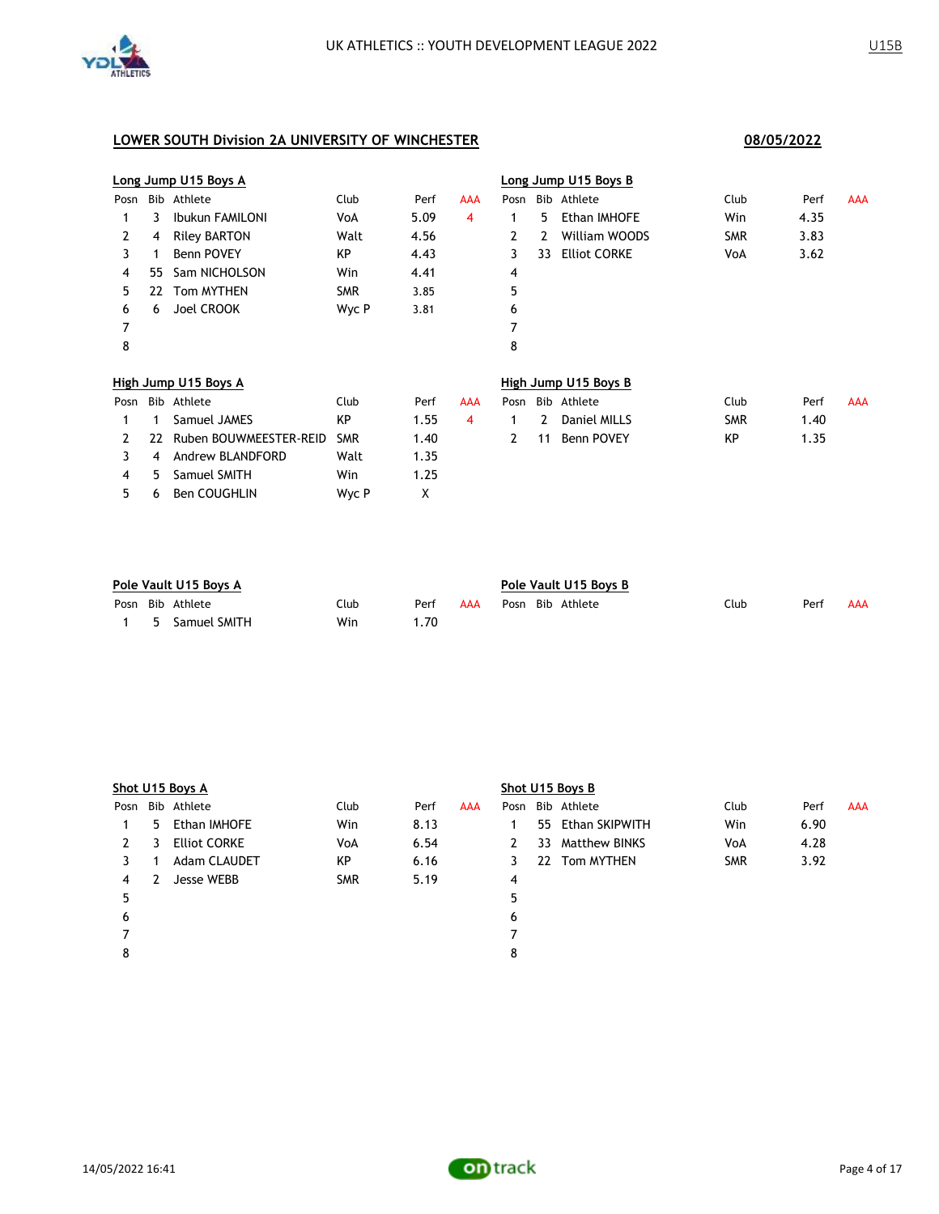UK ATHLETICS :: YOUTH DEVELOPMENT LEAGUE 2022

U15B

## LOWER SOUTH Division 2A UNIVERSITY OF WINCHESTER

**08/05/2022**

### Long Jump U15 Boys A

| Posn | Bib | Athlete | Club | Perf | AAA |
|---|---|---|---|---|---|
| 1 | 3 | Ibukun FAMILONI | VoA | 5.09 | 4 |
| 2 | 4 | Riley BARTON | Walt | 4.56 | |
| 3 | 1 | Benn POVEY | KP | 4.43 | |
| 4 | 55 | Sam NICHOLSON | Win | 4.41 | |
| 5 | 22 | Tom MYTHEN | SMR | 3.85 | |
| 6 | 6 | Joel CROOK | Wyc P | 3.81 | |
| 7 | | | | | |
| 8 | | | | | |

### Long Jump U15 Boys B

| Posn | Bib | Athlete | Club | Perf | AAA |
|---|---|---|---|---|---|
| 1 | 5 | Ethan IMHOFE | Win | 4.35 | |
| 2 | 2 | William WOODS | SMR | 3.83 | |
| 3 | 33 | Elliot CORKE | VoA | 3.62 | |
| 4 | | | | | |
| 5 | | | | | |
| 6 | | | | | |
| 7 | | | | | |
| 8 | | | | | |

### High Jump U15 Boys A

| Posn | Bib | Athlete | Club | Perf | AAA |
|---|---|---|---|---|---|
| 1 | 1 | Samuel JAMES | KP | 1.55 | 4 |
| 2 | 22 | Ruben BOUWMEESTER-REID | SMR | 1.40 | |
| 3 | 4 | Andrew BLANDFORD | Walt | 1.35 | |
| 4 | 5 | Samuel SMITH | Win | 1.25 | |
| 5 | 6 | Ben COUGHLIN | Wyc P | X | |

### High Jump U15 Boys B

| Posn | Bib | Athlete | Club | Perf | AAA |
|---|---|---|---|---|---|
| 1 | 2 | Daniel MILLS | SMR | 1.40 | |
| 2 | 11 | Benn POVEY | KP | 1.35 | |

### Pole Vault U15 Boys A

| Posn | Bib | Athlete | Club | Perf | AAA |
|---|---|---|---|---|---|
| 1 | 5 | Samuel SMITH | Win | 1.70 | |

### Pole Vault U15 Boys B

| Posn | Bib | Athlete | Club | Perf | AAA |
|---|---|---|---|---|---|

### Shot U15 Boys A

| Posn | Bib | Athlete | Club | Perf | AAA |
|---|---|---|---|---|---|
| 1 | 5 | Ethan IMHOFE | Win | 8.13 | |
| 2 | 3 | Elliot CORKE | VoA | 6.54 | |
| 3 | 1 | Adam CLAUDET | KP | 6.16 | |
| 4 | 2 | Jesse WEBB | SMR | 5.19 | |
| 5 | | | | | |
| 6 | | | | | |
| 7 | | | | | |
| 8 | | | | | |

### Shot U15 Boys B

| Posn | Bib | Athlete | Club | Perf | AAA |
|---|---|---|---|---|---|
| 1 | 55 | Ethan SKIPWITH | Win | 6.90 | |
| 2 | 33 | Matthew BINKS | VoA | 4.28 | |
| 3 | 22 | Tom MYTHEN | SMR | 3.92 | |
| 4 | | | | | |
| 5 | | | | | |
| 6 | | | | | |
| 7 | | | | | |
| 8 | | | | | |

14/05/2022 16:41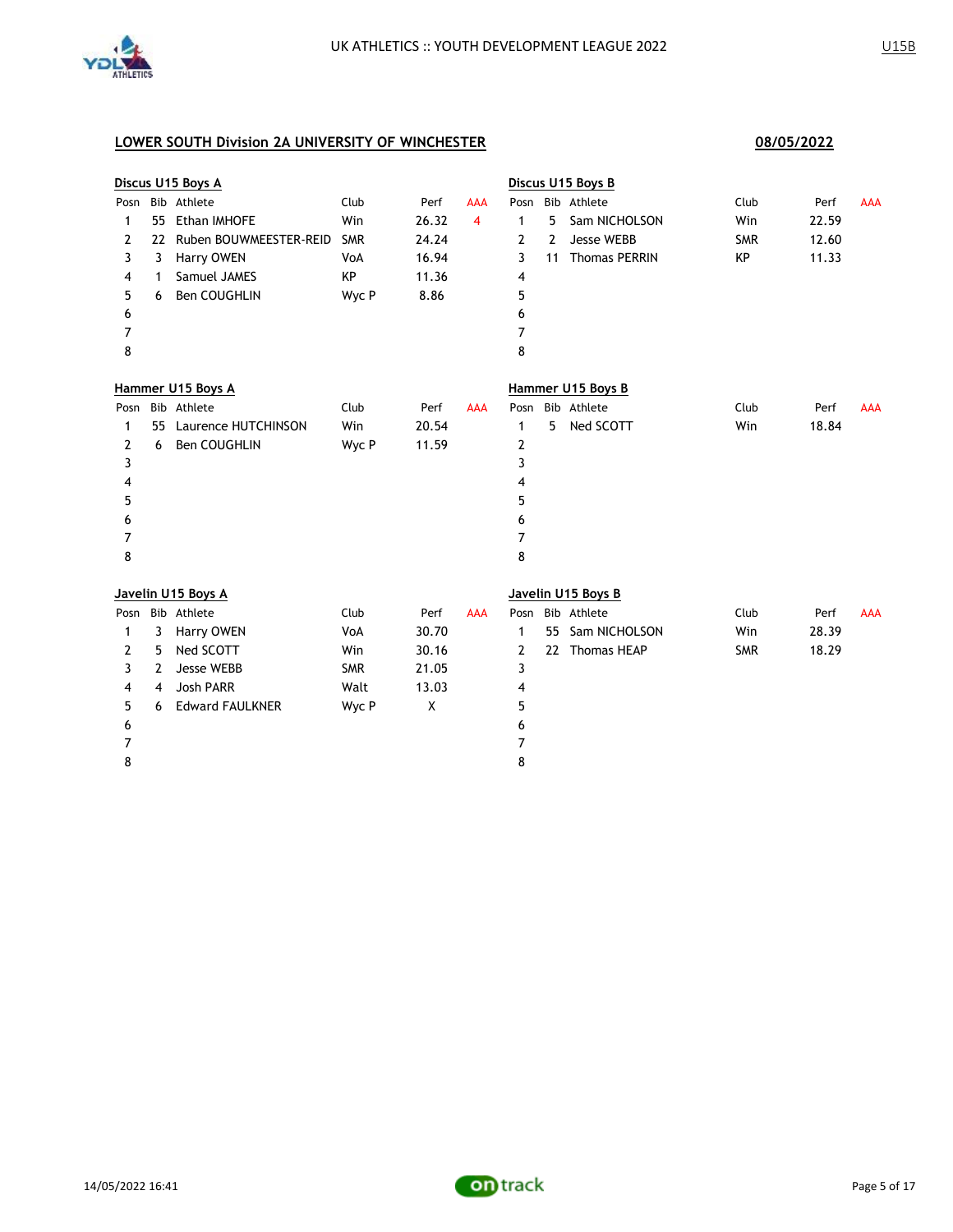## LOWER SOUTH Division 2A UNIVERSITY OF WINCHESTER

**08/05/2022**

### Discus U15 Boys A

| Posn | Bib | Athlete | Club | Perf | AAA |
|---|---|---|---|---|---|
| 1 | 55 | Ethan IMHOFE | Win | 26.32 | 4 |
| 2 | 22 | Ruben BOUWMEESTER-REID | SMR | 24.24 | |
| 3 | 3 | Harry OWEN | VoA | 16.94 | |
| 4 | 1 | Samuel JAMES | KP | 11.36 | |
| 5 | 6 | Ben COUGHLIN | Wyc P | 8.86 | |
| 6 | | | | | |
| 7 | | | | | |
| 8 | | | | | |

### Discus U15 Boys B

| Posn | Bib | Athlete | Club | Perf | AAA |
|---|---|---|---|---|---|
| 1 | 5 | Sam NICHOLSON | Win | 22.59 | |
| 2 | 2 | Jesse WEBB | SMR | 12.60 | |
| 3 | 11 | Thomas PERRIN | KP | 11.33 | |
| 4 | | | | | |
| 5 | | | | | |
| 6 | | | | | |
| 7 | | | | | |
| 8 | | | | | |

### Hammer U15 Boys A

| Posn | Bib | Athlete | Club | Perf | AAA |
|---|---|---|---|---|---|
| 1 | 55 | Laurence HUTCHINSON | Win | 20.54 | |
| 2 | 6 | Ben COUGHLIN | Wyc P | 11.59 | |
| 3 | | | | | |
| 4 | | | | | |
| 5 | | | | | |
| 6 | | | | | |
| 7 | | | | | |
| 8 | | | | | |

### Hammer U15 Boys B

| Posn | Bib | Athlete | Club | Perf | AAA |
|---|---|---|---|---|---|
| 1 | 5 | Ned SCOTT | Win | 18.84 | |
| 2 | | | | | |
| 3 | | | | | |
| 4 | | | | | |
| 5 | | | | | |
| 6 | | | | | |
| 7 | | | | | |
| 8 | | | | | |

### Javelin U15 Boys A

| Posn | Bib | Athlete | Club | Perf | AAA |
|---|---|---|---|---|---|
| 1 | 3 | Harry OWEN | VoA | 30.70 | |
| 2 | 5 | Ned SCOTT | Win | 30.16 | |
| 3 | 2 | Jesse WEBB | SMR | 21.05 | |
| 4 | 4 | Josh PARR | Walt | 13.03 | |
| 5 | 6 | Edward FAULKNER | Wyc P | X | |
| 6 | | | | | |
| 7 | | | | | |
| 8 | | | | | |

### Javelin U15 Boys B

| Posn | Bib | Athlete | Club | Perf | AAA |
|---|---|---|---|---|---|
| 1 | 55 | Sam NICHOLSON | Win | 28.39 | |
| 2 | 22 | Thomas HEAP | SMR | 18.29 | |
| 3 | | | | | |
| 4 | | | | | |
| 5 | | | | | |
| 6 | | | | | |
| 7 | | | | | |
| 8 | | | | | |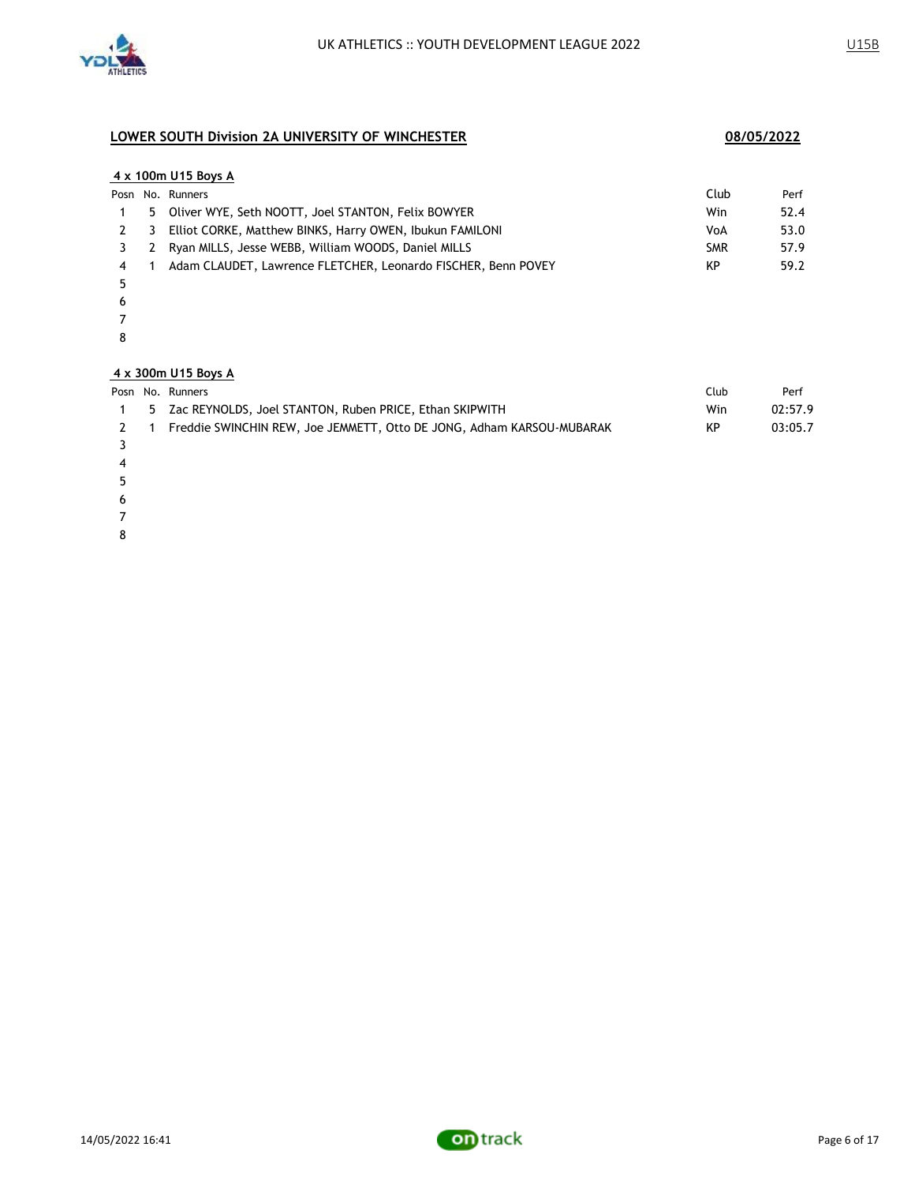## LOWER SOUTH Division 2A UNIVERSITY OF WINCHESTER

**08/05/2022**

### 4 x 100m U15 Boys A

| Posn | No. | Runners | Club | Perf |
|---|---|---|---|---|
| 1 | 5 | Oliver WYE, Seth NOOTT, Joel STANTON, Felix BOWYER | Win | 52.4 |
| 2 | 3 | Elliot CORKE, Matthew BINKS, Harry OWEN, Ibukun FAMILONI | VoA | 53.0 |
| 3 | 2 | Ryan MILLS, Jesse WEBB, William WOODS, Daniel MILLS | SMR | 57.9 |
| 4 | 1 | Adam CLAUDET, Lawrence FLETCHER, Leonardo FISCHER, Benn POVEY | KP | 59.2 |
| 5 | | | | |
| 6 | | | | |
| 7 | | | | |
| 8 | | | | |

### 4 x 300m U15 Boys A

| Posn | No. | Runners | Club | Perf |
|---|---|---|---|---|
| 1 | 5 | Zac REYNOLDS, Joel STANTON, Ruben PRICE, Ethan SKIPWITH | Win | 02:57.9 |
| 2 | 1 | Freddie SWINCHIN REW, Joe JEMMETT, Otto DE JONG, Adham KARSOU-MUBARAK | KP | 03:05.7 |
| 3 | | | | |
| 4 | | | | |
| 5 | | | | |
| 6 | | | | |
| 7 | | | | |
| 8 | | | | |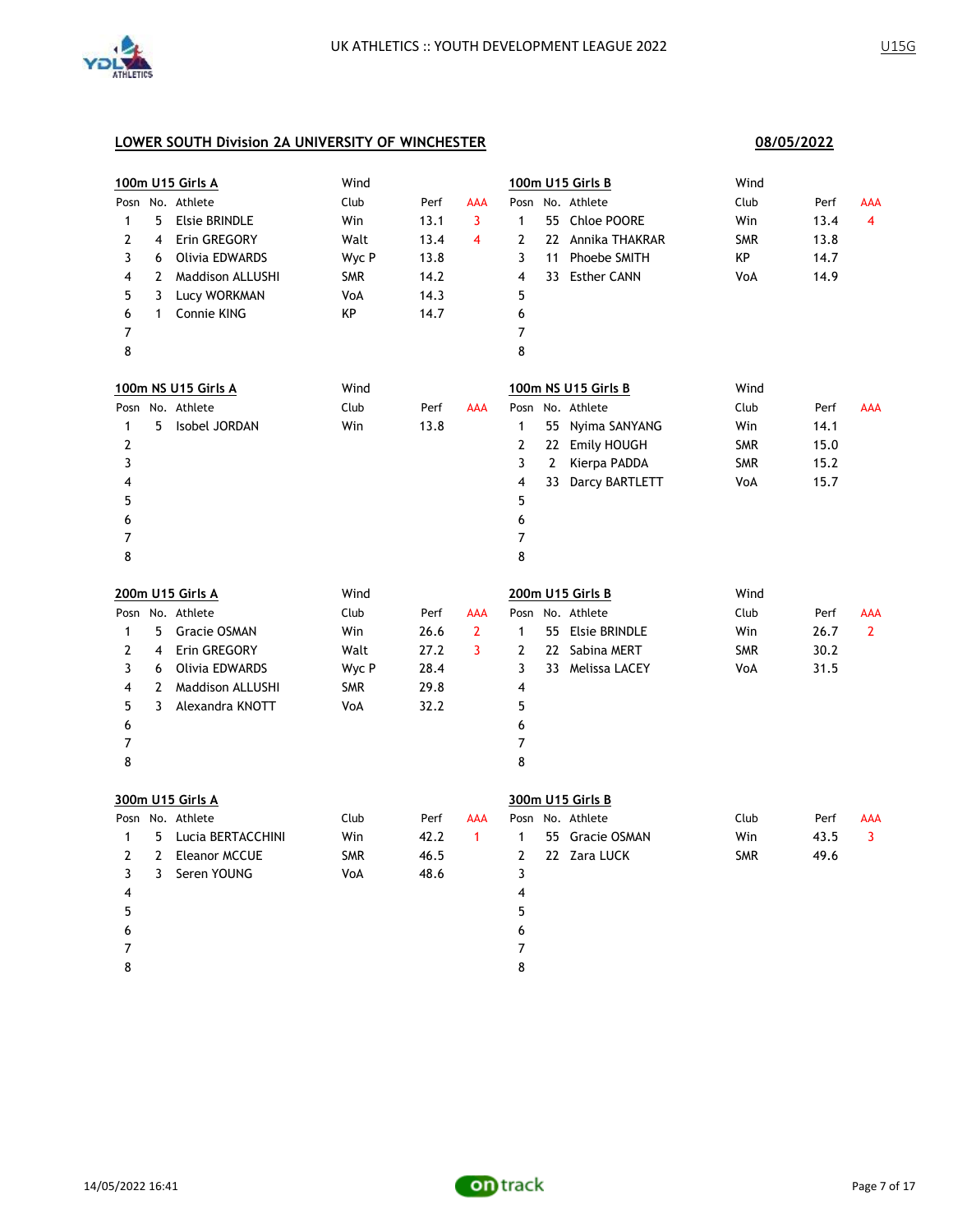## LOWER SOUTH Division 2A UNIVERSITY OF WINCHESTER

**08/05/2022**

### 100m U15 Girls A

Wind

| Posn | No. | Athlete | Club | Perf | AAA |
|---|---|---|---|---|---|
| 1 | 5 | Elsie BRINDLE | Win | 13.1 | 3 |
| 2 | 4 | Erin GREGORY | Walt | 13.4 | 4 |
| 3 | 6 | Olivia EDWARDS | Wyc P | 13.8 | |
| 4 | 2 | Maddison ALLUSHI | SMR | 14.2 | |
| 5 | 3 | Lucy WORKMAN | VoA | 14.3 | |
| 6 | 1 | Connie KING | KP | 14.7 | |
| 7 | | | | | |
| 8 | | | | | |

### 100m U15 Girls B

Wind

| Posn | No. | Athlete | Club | Perf | AAA |
|---|---|---|---|---|---|
| 1 | 55 | Chloe POORE | Win | 13.4 | 4 |
| 2 | 22 | Annika THAKRAR | SMR | 13.8 | |
| 3 | 11 | Phoebe SMITH | KP | 14.7 | |
| 4 | 33 | Esther CANN | VoA | 14.9 | |
| 5 | | | | | |
| 6 | | | | | |
| 7 | | | | | |
| 8 | | | | | |

### 100m NS U15 Girls A

Wind

| Posn | No. | Athlete | Club | Perf | AAA |
|---|---|---|---|---|---|
| 1 | 5 | Isobel JORDAN | Win | 13.8 | |
| 2 | | | | | |
| 3 | | | | | |
| 4 | | | | | |
| 5 | | | | | |
| 6 | | | | | |
| 7 | | | | | |
| 8 | | | | | |

### 100m NS U15 Girls B

Wind

| Posn | No. | Athlete | Club | Perf | AAA |
|---|---|---|---|---|---|
| 1 | 55 | Nyima SANYANG | Win | 14.1 | |
| 2 | 22 | Emily HOUGH | SMR | 15.0 | |
| 3 | 2 | Kierpa PADDA | SMR | 15.2 | |
| 4 | 33 | Darcy BARTLETT | VoA | 15.7 | |
| 5 | | | | | |
| 6 | | | | | |
| 7 | | | | | |
| 8 | | | | | |

### 200m U15 Girls A

Wind

| Posn | No. | Athlete | Club | Perf | AAA |
|---|---|---|---|---|---|
| 1 | 5 | Gracie OSMAN | Win | 26.6 | 2 |
| 2 | 4 | Erin GREGORY | Walt | 27.2 | 3 |
| 3 | 6 | Olivia EDWARDS | Wyc P | 28.4 | |
| 4 | 2 | Maddison ALLUSHI | SMR | 29.8 | |
| 5 | 3 | Alexandra KNOTT | VoA | 32.2 | |
| 6 | | | | | |
| 7 | | | | | |
| 8 | | | | | |

### 200m U15 Girls B

Wind

| Posn | No. | Athlete | Club | Perf | AAA |
|---|---|---|---|---|---|
| 1 | 55 | Elsie BRINDLE | Win | 26.7 | 2 |
| 2 | 22 | Sabina MERT | SMR | 30.2 | |
| 3 | 33 | Melissa LACEY | VoA | 31.5 | |
| 4 | | | | | |
| 5 | | | | | |
| 6 | | | | | |
| 7 | | | | | |
| 8 | | | | | |

### 300m U15 Girls A

| Posn | No. | Athlete | Club | Perf | AAA |
|---|---|---|---|---|---|
| 1 | 5 | Lucia BERTACCHINI | Win | 42.2 | 1 |
| 2 | 2 | Eleanor MCCUE | SMR | 46.5 | |
| 3 | 3 | Seren YOUNG | VoA | 48.6 | |
| 4 | | | | | |
| 5 | | | | | |
| 6 | | | | | |
| 7 | | | | | |
| 8 | | | | | |

### 300m U15 Girls B

| Posn | No. | Athlete | Club | Perf | AAA |
|---|---|---|---|---|---|
| 1 | 55 | Gracie OSMAN | Win | 43.5 | 3 |
| 2 | 22 | Zara LUCK | SMR | 49.6 | |
| 3 | | | | | |
| 4 | | | | | |
| 5 | | | | | |
| 6 | | | | | |
| 7 | | | | | |
| 8 | | | | | |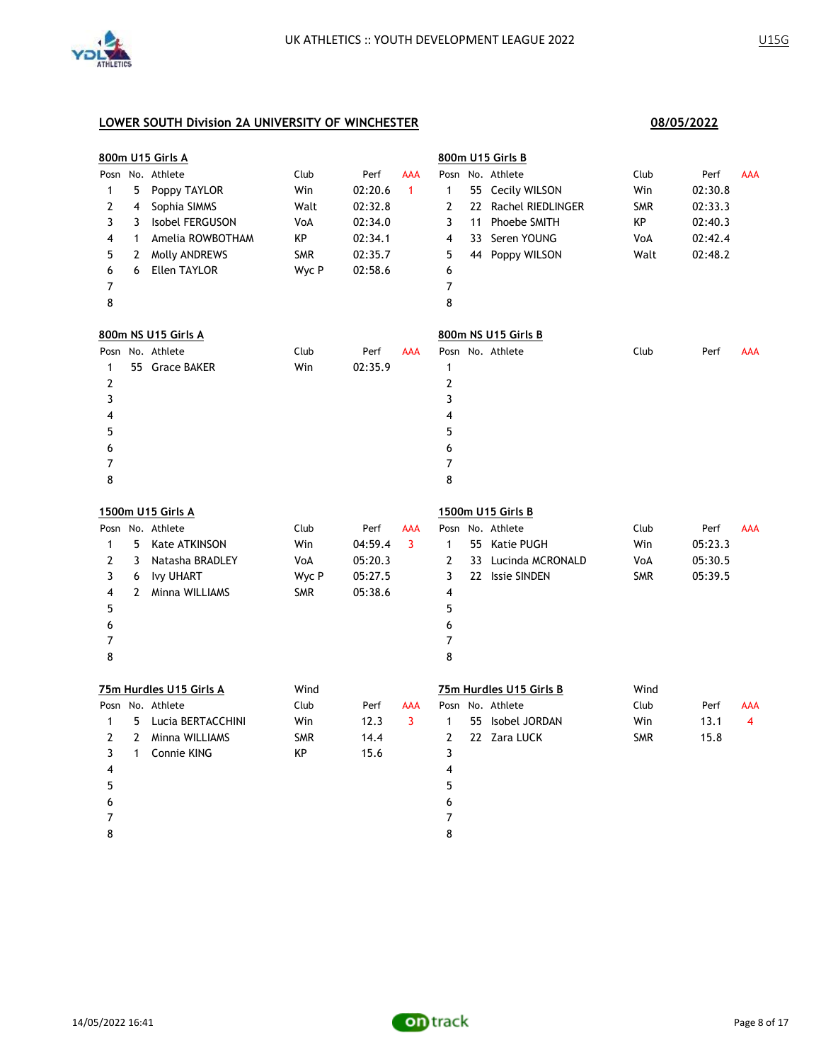UK ATHLETICS :: YOUTH DEVELOPMENT LEAGUE 2022

U15G

## LOWER SOUTH Division 2A UNIVERSITY OF WINCHESTER

**08/05/2022**

### 800m U15 Girls A

| Posn | No. | Athlete | Club | Perf | AAA |
|---|---|---|---|---|---|
| 1 | 5 | Poppy TAYLOR | Win | 02:20.6 | 1 |
| 2 | 4 | Sophia SIMMS | Walt | 02:32.8 | |
| 3 | 3 | Isobel FERGUSON | VoA | 02:34.0 | |
| 4 | 1 | Amelia ROWBOTHAM | KP | 02:34.1 | |
| 5 | 2 | Molly ANDREWS | SMR | 02:35.7 | |
| 6 | 6 | Ellen TAYLOR | Wyc P | 02:58.6 | |
| 7 | | | | | |
| 8 | | | | | |

### 800m U15 Girls B

| Posn | No. | Athlete | Club | Perf | AAA |
|---|---|---|---|---|---|
| 1 | 55 | Cecily WILSON | Win | 02:30.8 | |
| 2 | 22 | Rachel RIEDLINGER | SMR | 02:33.3 | |
| 3 | 11 | Phoebe SMITH | KP | 02:40.3 | |
| 4 | 33 | Seren YOUNG | VoA | 02:42.4 | |
| 5 | 44 | Poppy WILSON | Walt | 02:48.2 | |
| 6 | | | | | |
| 7 | | | | | |
| 8 | | | | | |

### 800m NS U15 Girls A

| Posn | No. | Athlete | Club | Perf | AAA |
|---|---|---|---|---|---|
| 1 | 55 | Grace BAKER | Win | 02:35.9 | |
| 2 | | | | | |
| 3 | | | | | |
| 4 | | | | | |
| 5 | | | | | |
| 6 | | | | | |
| 7 | | | | | |
| 8 | | | | | |

### 800m NS U15 Girls B

| Posn | No. | Athlete | Club | Perf | AAA |
|---|---|---|---|---|---|
| 1 | | | | | |
| 2 | | | | | |
| 3 | | | | | |
| 4 | | | | | |
| 5 | | | | | |
| 6 | | | | | |
| 7 | | | | | |
| 8 | | | | | |

### 1500m U15 Girls A

| Posn | No. | Athlete | Club | Perf | AAA |
|---|---|---|---|---|---|
| 1 | 5 | Kate ATKINSON | Win | 04:59.4 | 3 |
| 2 | 3 | Natasha BRADLEY | VoA | 05:20.3 | |
| 3 | 6 | Ivy UHART | Wyc P | 05:27.5 | |
| 4 | 2 | Minna WILLIAMS | SMR | 05:38.6 | |
| 5 | | | | | |
| 6 | | | | | |
| 7 | | | | | |
| 8 | | | | | |

### 1500m U15 Girls B

| Posn | No. | Athlete | Club | Perf | AAA |
|---|---|---|---|---|---|
| 1 | 55 | Katie PUGH | Win | 05:23.3 | |
| 2 | 33 | Lucinda MCRONALD | VoA | 05:30.5 | |
| 3 | 22 | Issie SINDEN | SMR | 05:39.5 | |
| 4 | | | | | |
| 5 | | | | | |
| 6 | | | | | |
| 7 | | | | | |
| 8 | | | | | |

### 75m Hurdles U15 Girls A

Wind

| Posn | No. | Athlete | Club | Perf | AAA |
|---|---|---|---|---|---|
| 1 | 5 | Lucia BERTACCHINI | Win | 12.3 | 3 |
| 2 | 2 | Minna WILLIAMS | SMR | 14.4 | |
| 3 | 1 | Connie KING | KP | 15.6 | |
| 4 | | | | | |
| 5 | | | | | |
| 6 | | | | | |
| 7 | | | | | |
| 8 | | | | | |

### 75m Hurdles U15 Girls B

Wind

| Posn | No. | Athlete | Club | Perf | AAA |
|---|---|---|---|---|---|
| 1 | 55 | Isobel JORDAN | Win | 13.1 | 4 |
| 2 | 22 | Zara LUCK | SMR | 15.8 | |
| 3 | | | | | |
| 4 | | | | | |
| 5 | | | | | |
| 6 | | | | | |
| 7 | | | | | |
| 8 | | | | | |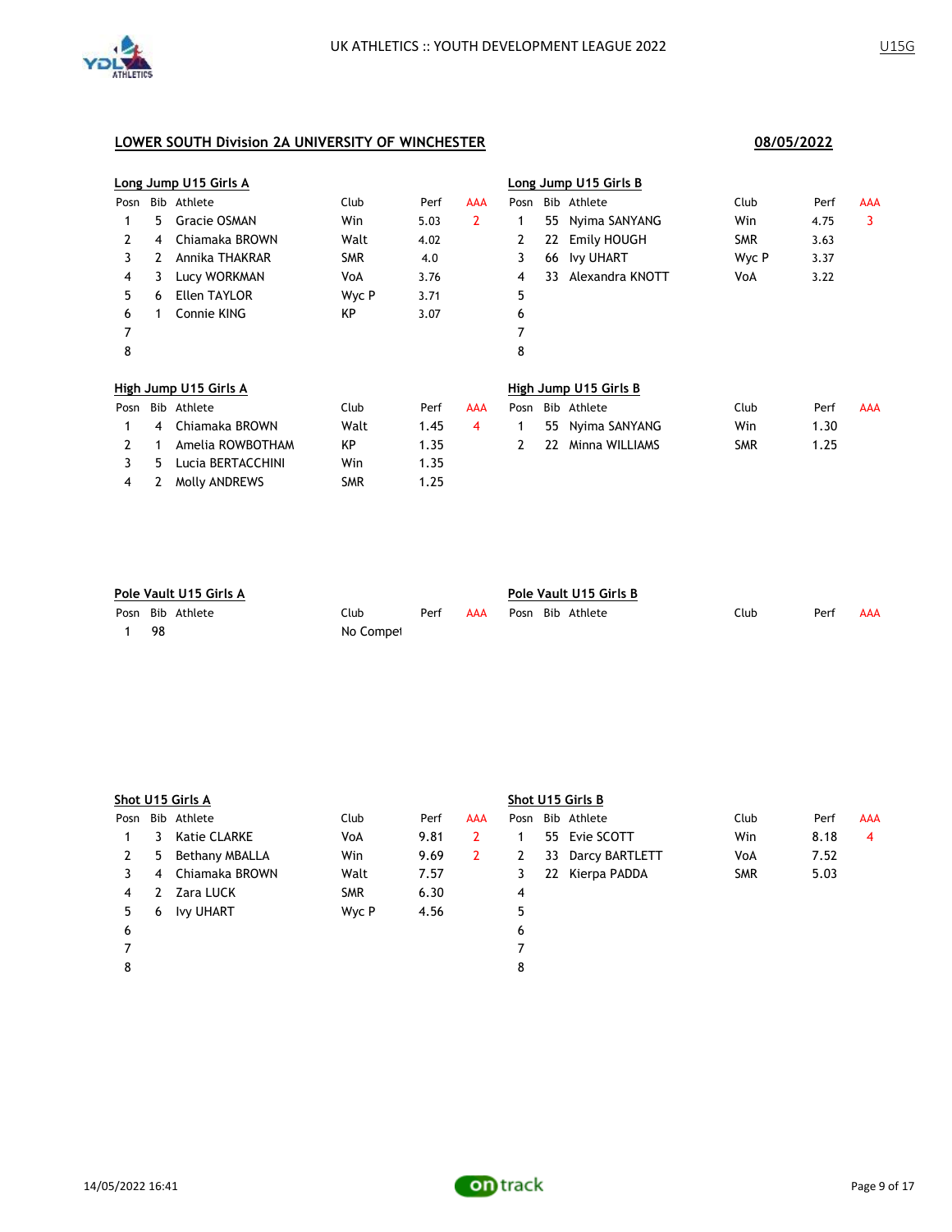## LOWER SOUTH Division 2A UNIVERSITY OF WINCHESTER

**08/05/2022**

### Long Jump U15 Girls A

| Posn | Bib | Athlete | Club | Perf | AAA |
|---|---|---|---|---|---|
| 1 | 5 | Gracie OSMAN | Win | 5.03 | 2 |
| 2 | 4 | Chiamaka BROWN | Walt | 4.02 | |
| 3 | 2 | Annika THAKRAR | SMR | 4.0 | |
| 4 | 3 | Lucy WORKMAN | VoA | 3.76 | |
| 5 | 6 | Ellen TAYLOR | Wyc P | 3.71 | |
| 6 | 1 | Connie KING | KP | 3.07 | |
| 7 | | | | | |
| 8 | | | | | |

### Long Jump U15 Girls B

| Posn | Bib | Athlete | Club | Perf | AAA |
|---|---|---|---|---|---|
| 1 | 55 | Nyima SANYANG | Win | 4.75 | 3 |
| 2 | 22 | Emily HOUGH | SMR | 3.63 | |
| 3 | 66 | Ivy UHART | Wyc P | 3.37 | |
| 4 | 33 | Alexandra KNOTT | VoA | 3.22 | |
| 5 | | | | | |
| 6 | | | | | |
| 7 | | | | | |
| 8 | | | | | |

### High Jump U15 Girls A

| Posn | Bib | Athlete | Club | Perf | AAA |
|---|---|---|---|---|---|
| 1 | 4 | Chiamaka BROWN | Walt | 1.45 | 4 |
| 2 | 1 | Amelia ROWBOTHAM | KP | 1.35 | |
| 3 | 5 | Lucia BERTACCHINI | Win | 1.35 | |
| 4 | 2 | Molly ANDREWS | SMR | 1.25 | |

### High Jump U15 Girls B

| Posn | Bib | Athlete | Club | Perf | AAA |
|---|---|---|---|---|---|
| 1 | 55 | Nyima SANYANG | Win | 1.30 | |
| 2 | 22 | Minna WILLIAMS | SMR | 1.25 | |

### Pole Vault U15 Girls A

| Posn | Bib | Athlete | Club | Perf | AAA |
|---|---|---|---|---|---|
| 1 | 98 | | No Compet | | |

### Pole Vault U15 Girls B

| Posn | Bib | Athlete | Club | Perf | AAA |
|---|---|---|---|---|---|

### Shot U15 Girls A

| Posn | Bib | Athlete | Club | Perf | AAA |
|---|---|---|---|---|---|
| 1 | 3 | Katie CLARKE | VoA | 9.81 | 2 |
| 2 | 5 | Bethany MBALLA | Win | 9.69 | 2 |
| 3 | 4 | Chiamaka BROWN | Walt | 7.57 | |
| 4 | 2 | Zara LUCK | SMR | 6.30 | |
| 5 | 6 | Ivy UHART | Wyc P | 4.56 | |
| 6 | | | | | |
| 7 | | | | | |
| 8 | | | | | |

### Shot U15 Girls B

| Posn | Bib | Athlete | Club | Perf | AAA |
|---|---|---|---|---|---|
| 1 | 55 | Evie SCOTT | Win | 8.18 | 4 |
| 2 | 33 | Darcy BARTLETT | VoA | 7.52 | |
| 3 | 22 | Kierpa PADDA | SMR | 5.03 | |
| 4 | | | | | |
| 5 | | | | | |
| 6 | | | | | |
| 7 | | | | | |
| 8 | | | | | |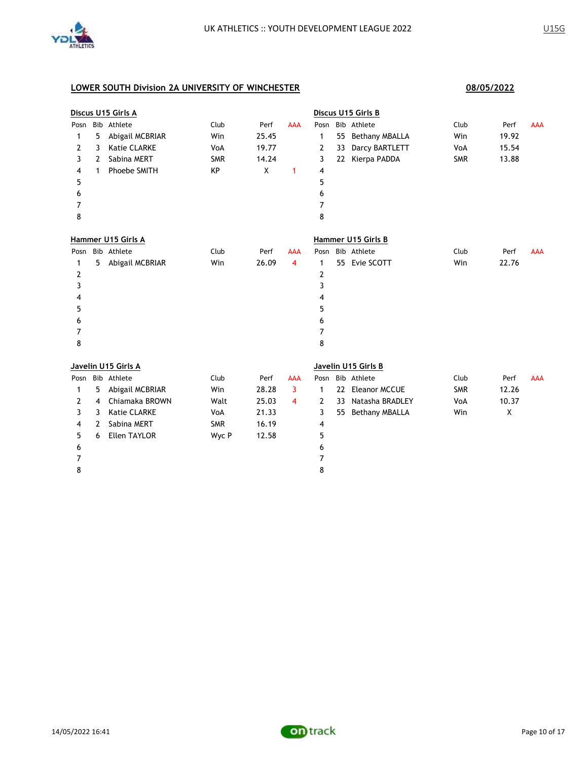## LOWER SOUTH Division 2A UNIVERSITY OF WINCHESTER

**08/05/2022**

### Discus U15 Girls A

| Posn | Bib | Athlete | Club | Perf | AAA |
|---|---|---|---|---|---|
| 1 | 5 | Abigail MCBRIAR | Win | 25.45 | |
| 2 | 3 | Katie CLARKE | VoA | 19.77 | |
| 3 | 2 | Sabina MERT | SMR | 14.24 | |
| 4 | 1 | Phoebe SMITH | KP | X | 1 |
| 5 | | | | | |
| 6 | | | | | |
| 7 | | | | | |
| 8 | | | | | |

### Discus U15 Girls B

| Posn | Bib | Athlete | Club | Perf | AAA |
|---|---|---|---|---|---|
| 1 | 55 | Bethany MBALLA | Win | 19.92 | |
| 2 | 33 | Darcy BARTLETT | VoA | 15.54 | |
| 3 | 22 | Kierpa PADDA | SMR | 13.88 | |
| 4 | | | | | |
| 5 | | | | | |
| 6 | | | | | |
| 7 | | | | | |
| 8 | | | | | |

### Hammer U15 Girls A

| Posn | Bib | Athlete | Club | Perf | AAA |
|---|---|---|---|---|---|
| 1 | 5 | Abigail MCBRIAR | Win | 26.09 | 4 |
| 2 | | | | | |
| 3 | | | | | |
| 4 | | | | | |
| 5 | | | | | |
| 6 | | | | | |
| 7 | | | | | |
| 8 | | | | | |

### Hammer U15 Girls B

| Posn | Bib | Athlete | Club | Perf | AAA |
|---|---|---|---|---|---|
| 1 | 55 | Evie SCOTT | Win | 22.76 | |
| 2 | | | | | |
| 3 | | | | | |
| 4 | | | | | |
| 5 | | | | | |
| 6 | | | | | |
| 7 | | | | | |
| 8 | | | | | |

### Javelin U15 Girls A

| Posn | Bib | Athlete | Club | Perf | AAA |
|---|---|---|---|---|---|
| 1 | 5 | Abigail MCBRIAR | Win | 28.28 | 3 |
| 2 | 4 | Chiamaka BROWN | Walt | 25.03 | 4 |
| 3 | 3 | Katie CLARKE | VoA | 21.33 | |
| 4 | 2 | Sabina MERT | SMR | 16.19 | |
| 5 | 6 | Ellen TAYLOR | Wyc P | 12.58 | |
| 6 | | | | | |
| 7 | | | | | |
| 8 | | | | | |

### Javelin U15 Girls B

| Posn | Bib | Athlete | Club | Perf | AAA |
|---|---|---|---|---|---|
| 1 | 22 | Eleanor MCCUE | SMR | 12.26 | |
| 2 | 33 | Natasha BRADLEY | VoA | 10.37 | |
| 3 | 55 | Bethany MBALLA | Win | X | |
| 4 | | | | | |
| 5 | | | | | |
| 6 | | | | | |
| 7 | | | | | |
| 8 | | | | | |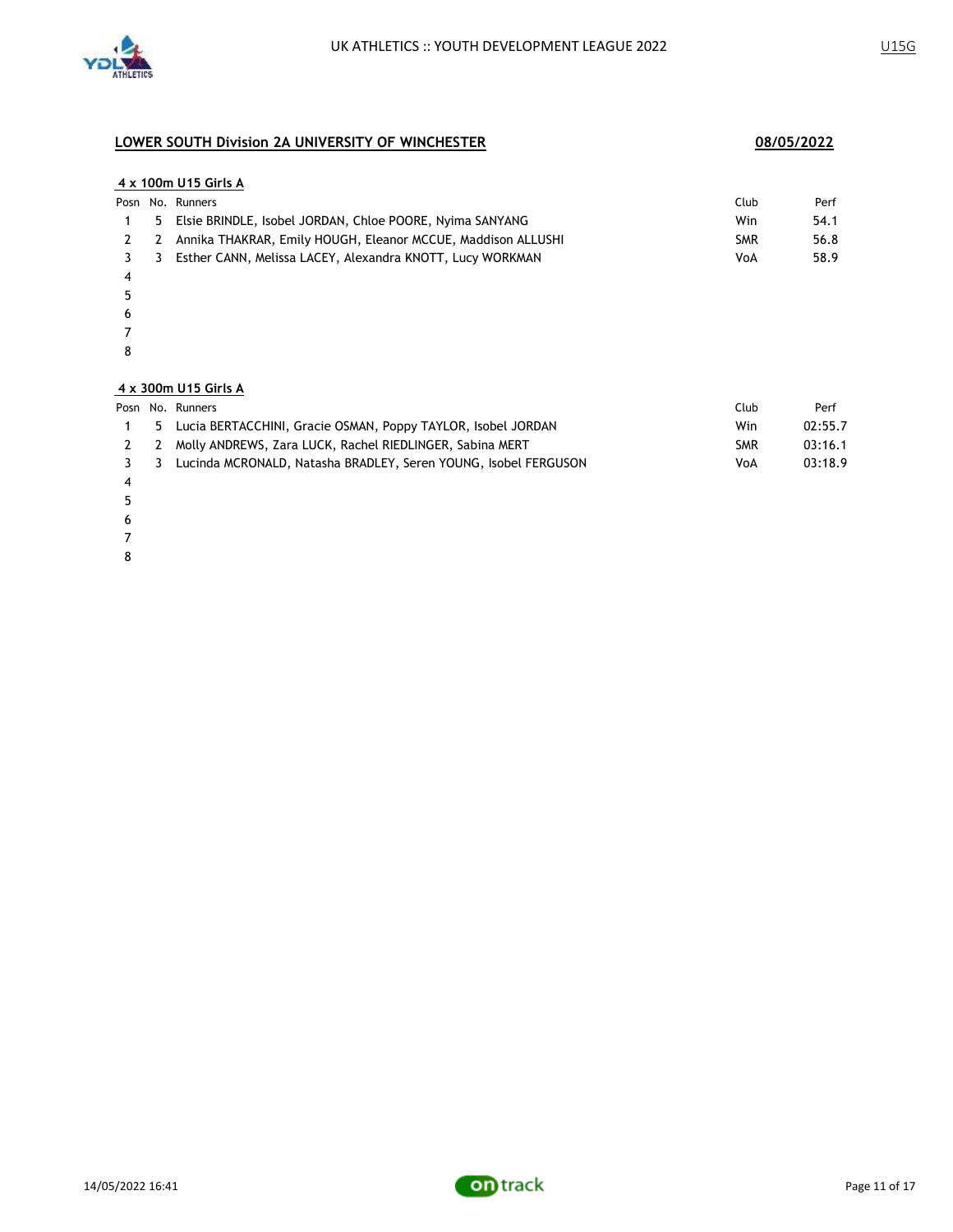## LOWER SOUTH Division 2A UNIVERSITY OF WINCHESTER

**08/05/2022**

### 4 x 100m U15 Girls A

| Posn | No. | Runners | Club | Perf |
|---|---|---|---|---|
| 1 | 5 | Elsie BRINDLE, Isobel JORDAN, Chloe POORE, Nyima SANYANG | Win | 54.1 |
| 2 | 2 | Annika THAKRAR, Emily HOUGH, Eleanor MCCUE, Maddison ALLUSHI | SMR | 56.8 |
| 3 | 3 | Esther CANN, Melissa LACEY, Alexandra KNOTT, Lucy WORKMAN | VoA | 58.9 |
| 4 | | | | |
| 5 | | | | |
| 6 | | | | |
| 7 | | | | |
| 8 | | | | |

### 4 x 300m U15 Girls A

| Posn | No. | Runners | Club | Perf |
|---|---|---|---|---|
| 1 | 5 | Lucia BERTACCHINI, Gracie OSMAN, Poppy TAYLOR, Isobel JORDAN | Win | 02:55.7 |
| 2 | 2 | Molly ANDREWS, Zara LUCK, Rachel RIEDLINGER, Sabina MERT | SMR | 03:16.1 |
| 3 | 3 | Lucinda MCRONALD, Natasha BRADLEY, Seren YOUNG, Isobel FERGUSON | VoA | 03:18.9 |
| 4 | | | | |
| 5 | | | | |
| 6 | | | | |
| 7 | | | | |
| 8 | | | | |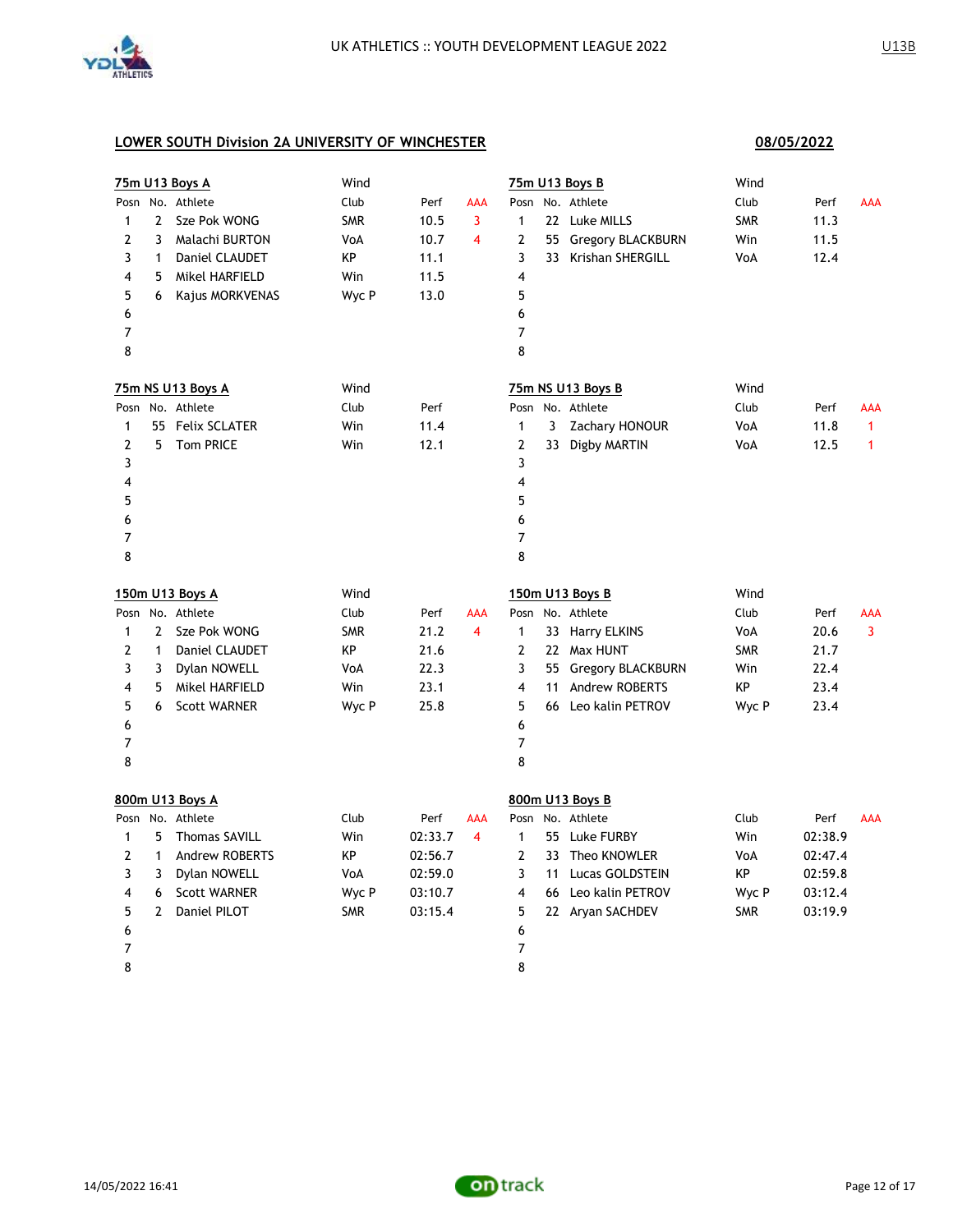## LOWER SOUTH Division 2A UNIVERSITY OF WINCHESTER

**08/05/2022**

### 75m U13 Boys A

Wind

| Posn | No. | Athlete | Club | Perf | AAA |
|---|---|---|---|---|---|
| 1 | 2 | Sze Pok WONG | SMR | 10.5 | 3 |
| 2 | 3 | Malachi BURTON | VoA | 10.7 | 4 |
| 3 | 1 | Daniel CLAUDET | KP | 11.1 | |
| 4 | 5 | Mikel HARFIELD | Win | 11.5 | |
| 5 | 6 | Kajus MORKVENAS | Wyc P | 13.0 | |
| 6 | | | | | |
| 7 | | | | | |
| 8 | | | | | |

### 75m U13 Boys B

Wind

| Posn | No. | Athlete | Club | Perf | AAA |
|---|---|---|---|---|---|
| 1 | 22 | Luke MILLS | SMR | 11.3 | |
| 2 | 55 | Gregory BLACKBURN | Win | 11.5 | |
| 3 | 33 | Krishan SHERGILL | VoA | 12.4 | |
| 4 | | | | | |
| 5 | | | | | |
| 6 | | | | | |
| 7 | | | | | |
| 8 | | | | | |

### 75m NS U13 Boys A

Wind

| Posn | No. | Athlete | Club | Perf |
|---|---|---|---|---|
| 1 | 55 | Felix SCLATER | Win | 11.4 |
| 2 | 5 | Tom PRICE | Win | 12.1 |
| 3 | | | | |
| 4 | | | | |
| 5 | | | | |
| 6 | | | | |
| 7 | | | | |
| 8 | | | | |

### 75m NS U13 Boys B

Wind

| Posn | No. | Athlete | Club | Perf | AAA |
|---|---|---|---|---|---|
| 1 | 3 | Zachary HONOUR | VoA | 11.8 | 1 |
| 2 | 33 | Digby MARTIN | VoA | 12.5 | 1 |
| 3 | | | | | |
| 4 | | | | | |
| 5 | | | | | |
| 6 | | | | | |
| 7 | | | | | |
| 8 | | | | | |

### 150m U13 Boys A

Wind

| Posn | No. | Athlete | Club | Perf | AAA |
|---|---|---|---|---|---|
| 1 | 2 | Sze Pok WONG | SMR | 21.2 | 4 |
| 2 | 1 | Daniel CLAUDET | KP | 21.6 | |
| 3 | 3 | Dylan NOWELL | VoA | 22.3 | |
| 4 | 5 | Mikel HARFIELD | Win | 23.1 | |
| 5 | 6 | Scott WARNER | Wyc P | 25.8 | |
| 6 | | | | | |
| 7 | | | | | |
| 8 | | | | | |

### 150m U13 Boys B

Wind

| Posn | No. | Athlete | Club | Perf | AAA |
|---|---|---|---|---|---|
| 1 | 33 | Harry ELKINS | VoA | 20.6 | 3 |
| 2 | 22 | Max HUNT | SMR | 21.7 | |
| 3 | 55 | Gregory BLACKBURN | Win | 22.4 | |
| 4 | 11 | Andrew ROBERTS | KP | 23.4 | |
| 5 | 66 | Leo kalin PETROV | Wyc P | 23.4 | |
| 6 | | | | | |
| 7 | | | | | |
| 8 | | | | | |

### 800m U13 Boys A

| Posn | No. | Athlete | Club | Perf | AAA |
|---|---|---|---|---|---|
| 1 | 5 | Thomas SAVILL | Win | 02:33.7 | 4 |
| 2 | 1 | Andrew ROBERTS | KP | 02:56.7 | |
| 3 | 3 | Dylan NOWELL | VoA | 02:59.0 | |
| 4 | 6 | Scott WARNER | Wyc P | 03:10.7 | |
| 5 | 2 | Daniel PILOT | SMR | 03:15.4 | |
| 6 | | | | | |
| 7 | | | | | |
| 8 | | | | | |

### 800m U13 Boys B

| Posn | No. | Athlete | Club | Perf | AAA |
|---|---|---|---|---|---|
| 1 | 55 | Luke FURBY | Win | 02:38.9 | |
| 2 | 33 | Theo KNOWLER | VoA | 02:47.4 | |
| 3 | 11 | Lucas GOLDSTEIN | KP | 02:59.8 | |
| 4 | 66 | Leo kalin PETROV | Wyc P | 03:12.4 | |
| 5 | 22 | Aryan SACHDEV | SMR | 03:19.9 | |
| 6 | | | | | |
| 7 | | | | | |
| 8 | | | | | |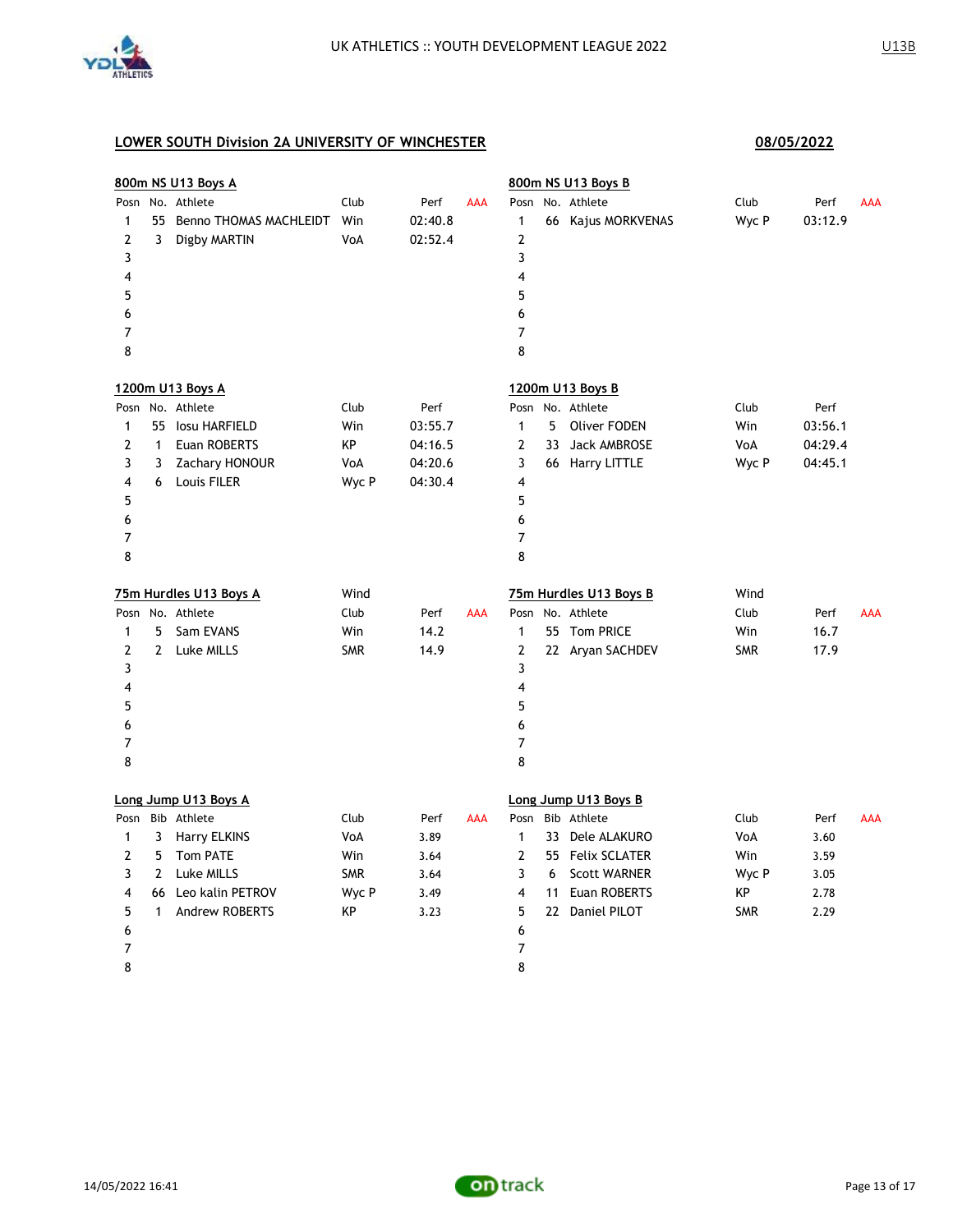UK ATHLETICS :: YOUTH DEVELOPMENT LEAGUE 2022

U13B

## LOWER SOUTH Division 2A UNIVERSITY OF WINCHESTER

**08/05/2022**

### 800m NS U13 Boys A

| Posn | No. | Athlete | Club | Perf | AAA |
|---|---|---|---|---|---|
| 1 | 55 | Benno THOMAS MACHLEIDT | Win | 02:40.8 | |
| 2 | 3 | Digby MARTIN | VoA | 02:52.4 | |
| 3 | | | | | |
| 4 | | | | | |
| 5 | | | | | |
| 6 | | | | | |
| 7 | | | | | |
| 8 | | | | | |

### 800m NS U13 Boys B

| Posn | No. | Athlete | Club | Perf | AAA |
|---|---|---|---|---|---|
| 1 | 66 | Kajus MORKVENAS | Wyc P | 03:12.9 | |
| 2 | | | | | |
| 3 | | | | | |
| 4 | | | | | |
| 5 | | | | | |
| 6 | | | | | |
| 7 | | | | | |
| 8 | | | | | |

### 1200m U13 Boys A

| Posn | No. | Athlete | Club | Perf |
|---|---|---|---|---|
| 1 | 55 | Iosu HARFIELD | Win | 03:55.7 |
| 2 | 1 | Euan ROBERTS | KP | 04:16.5 |
| 3 | 3 | Zachary HONOUR | VoA | 04:20.6 |
| 4 | 6 | Louis FILER | Wyc P | 04:30.4 |
| 5 | | | | |
| 6 | | | | |
| 7 | | | | |
| 8 | | | | |

### 1200m U13 Boys B

| Posn | No. | Athlete | Club | Perf |
|---|---|---|---|---|
| 1 | 5 | Oliver FODEN | Win | 03:56.1 |
| 2 | 33 | Jack AMBROSE | VoA | 04:29.4 |
| 3 | 66 | Harry LITTLE | Wyc P | 04:45.1 |
| 4 | | | | |
| 5 | | | | |
| 6 | | | | |
| 7 | | | | |
| 8 | | | | |

### 75m Hurdles U13 Boys A

Wind

| Posn | No. | Athlete | Club | Perf | AAA |
|---|---|---|---|---|---|
| 1 | 5 | Sam EVANS | Win | 14.2 | |
| 2 | 2 | Luke MILLS | SMR | 14.9 | |
| 3 | | | | | |
| 4 | | | | | |
| 5 | | | | | |
| 6 | | | | | |
| 7 | | | | | |
| 8 | | | | | |

### 75m Hurdles U13 Boys B

Wind

| Posn | No. | Athlete | Club | Perf | AAA |
|---|---|---|---|---|---|
| 1 | 55 | Tom PRICE | Win | 16.7 | |
| 2 | 22 | Aryan SACHDEV | SMR | 17.9 | |
| 3 | | | | | |
| 4 | | | | | |
| 5 | | | | | |
| 6 | | | | | |
| 7 | | | | | |
| 8 | | | | | |

### Long Jump U13 Boys A

| Posn | Bib | Athlete | Club | Perf | AAA |
|---|---|---|---|---|---|
| 1 | 3 | Harry ELKINS | VoA | 3.89 | |
| 2 | 5 | Tom PATE | Win | 3.64 | |
| 3 | 2 | Luke MILLS | SMR | 3.64 | |
| 4 | 66 | Leo kalin PETROV | Wyc P | 3.49 | |
| 5 | 1 | Andrew ROBERTS | KP | 3.23 | |
| 6 | | | | | |
| 7 | | | | | |
| 8 | | | | | |

### Long Jump U13 Boys B

| Posn | Bib | Athlete | Club | Perf | AAA |
|---|---|---|---|---|---|
| 1 | 33 | Dele ALAKURO | VoA | 3.60 | |
| 2 | 55 | Felix SCLATER | Win | 3.59 | |
| 3 | 6 | Scott WARNER | Wyc P | 3.05 | |
| 4 | 11 | Euan ROBERTS | KP | 2.78 | |
| 5 | 22 | Daniel PILOT | SMR | 2.29 | |
| 6 | | | | | |
| 7 | | | | | |
| 8 | | | | | |

14/05/2022 16:41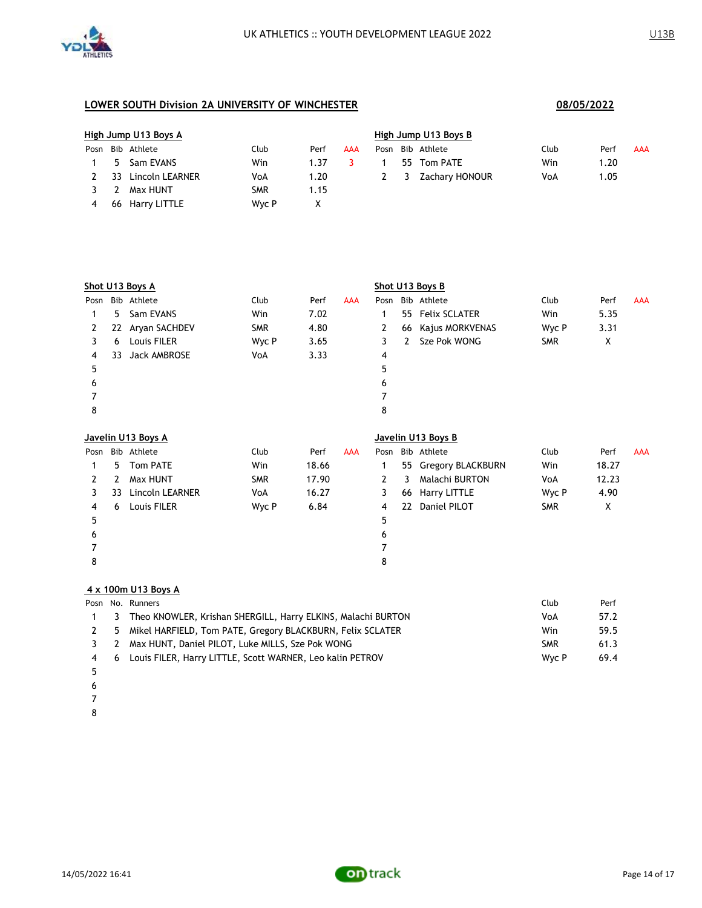UK ATHLETICS :: YOUTH DEVELOPMENT LEAGUE 2022

U13B

## LOWER SOUTH Division 2A UNIVERSITY OF WINCHESTER

**08/05/2022**

### High Jump U13 Boys A

| Posn | Bib | Athlete | Club | Perf | AAA |
|---|---|---|---|---|---|
| 1 | 5 | Sam EVANS | Win | 1.37 | 3 |
| 2 | 33 | Lincoln LEARNER | VoA | 1.20 | |
| 3 | 2 | Max HUNT | SMR | 1.15 | |
| 4 | 66 | Harry LITTLE | Wyc P | X | |

### High Jump U13 Boys B

| Posn | Bib | Athlete | Club | Perf | AAA |
|---|---|---|---|---|---|
| 1 | 55 | Tom PATE | Win | 1.20 | |
| 2 | 3 | Zachary HONOUR | VoA | 1.05 | |

### Shot U13 Boys A

| Posn | Bib | Athlete | Club | Perf | AAA |
|---|---|---|---|---|---|
| 1 | 5 | Sam EVANS | Win | 7.02 | |
| 2 | 22 | Aryan SACHDEV | SMR | 4.80 | |
| 3 | 6 | Louis FILER | Wyc P | 3.65 | |
| 4 | 33 | Jack AMBROSE | VoA | 3.33 | |
| 5 | | | | | |
| 6 | | | | | |
| 7 | | | | | |
| 8 | | | | | |

### Shot U13 Boys B

| Posn | Bib | Athlete | Club | Perf | AAA |
|---|---|---|---|---|---|
| 1 | 55 | Felix SCLATER | Win | 5.35 | |
| 2 | 66 | Kajus MORKVENAS | Wyc P | 3.31 | |
| 3 | 2 | Sze Pok WONG | SMR | X | |
| 4 | | | | | |
| 5 | | | | | |
| 6 | | | | | |
| 7 | | | | | |
| 8 | | | | | |

### Javelin U13 Boys A

| Posn | Bib | Athlete | Club | Perf | AAA |
|---|---|---|---|---|---|
| 1 | 5 | Tom PATE | Win | 18.66 | |
| 2 | 2 | Max HUNT | SMR | 17.90 | |
| 3 | 33 | Lincoln LEARNER | VoA | 16.27 | |
| 4 | 6 | Louis FILER | Wyc P | 6.84 | |
| 5 | | | | | |
| 6 | | | | | |
| 7 | | | | | |
| 8 | | | | | |

### Javelin U13 Boys B

| Posn | Bib | Athlete | Club | Perf | AAA |
|---|---|---|---|---|---|
| 1 | 55 | Gregory BLACKBURN | Win | 18.27 | |
| 2 | 3 | Malachi BURTON | VoA | 12.23 | |
| 3 | 66 | Harry LITTLE | Wyc P | 4.90 | |
| 4 | 22 | Daniel PILOT | SMR | X | |
| 5 | | | | | |
| 6 | | | | | |
| 7 | | | | | |
| 8 | | | | | |

### 4 x 100m U13 Boys A

| Posn | No. | Runners | Club | Perf |
|---|---|---|---|---|
| 1 | 3 | Theo KNOWLER, Krishan SHERGILL, Harry ELKINS, Malachi BURTON | VoA | 57.2 |
| 2 | 5 | Mikel HARFIELD, Tom PATE, Gregory BLACKBURN, Felix SCLATER | Win | 59.5 |
| 3 | 2 | Max HUNT, Daniel PILOT, Luke MILLS, Sze Pok WONG | SMR | 61.3 |
| 4 | 6 | Louis FILER, Harry LITTLE, Scott WARNER, Leo kalin PETROV | Wyc P | 69.4 |
| 5 | | | | |
| 6 | | | | |
| 7 | | | | |
| 8 | | | | |

14/05/2022 16:41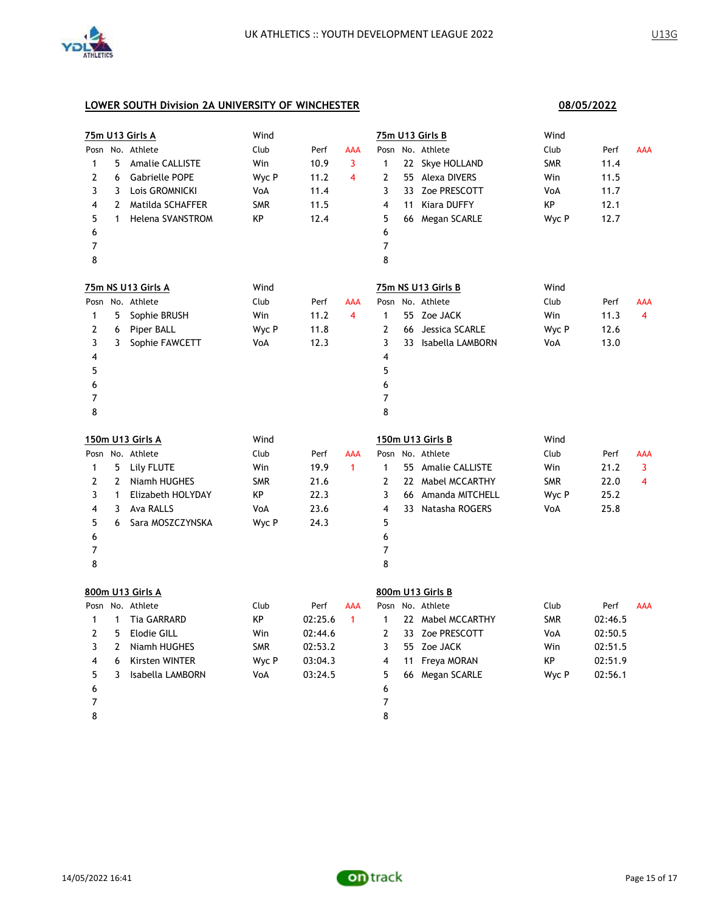UK ATHLETICS :: YOUTH DEVELOPMENT LEAGUE 2022

U13G

## LOWER SOUTH Division 2A UNIVERSITY OF WINCHESTER

**08/05/2022**

### 75m U13 Girls A

Wind

| Posn | No. | Athlete | Club | Perf | AAA |
|---|---|---|---|---|---|
| 1 | 5 | Amalie CALLISTE | Win | 10.9 | 3 |
| 2 | 6 | Gabrielle POPE | Wyc P | 11.2 | 4 |
| 3 | 3 | Lois GROMNICKI | VoA | 11.4 | |
| 4 | 2 | Matilda SCHAFFER | SMR | 11.5 | |
| 5 | 1 | Helena SVANSTROM | KP | 12.4 | |
| 6 | | | | | |
| 7 | | | | | |
| 8 | | | | | |

### 75m U13 Girls B

Wind

| Posn | No. | Athlete | Club | Perf | AAA |
|---|---|---|---|---|---|
| 1 | 22 | Skye HOLLAND | SMR | 11.4 | |
| 2 | 55 | Alexa DIVERS | Win | 11.5 | |
| 3 | 33 | Zoe PRESCOTT | VoA | 11.7 | |
| 4 | 11 | Kiara DUFFY | KP | 12.1 | |
| 5 | 66 | Megan SCARLE | Wyc P | 12.7 | |
| 6 | | | | | |
| 7 | | | | | |
| 8 | | | | | |

### 75m NS U13 Girls A

Wind

| Posn | No. | Athlete | Club | Perf | AAA |
|---|---|---|---|---|---|
| 1 | 5 | Sophie BRUSH | Win | 11.2 | 4 |
| 2 | 6 | Piper BALL | Wyc P | 11.8 | |
| 3 | 3 | Sophie FAWCETT | VoA | 12.3 | |
| 4 | | | | | |
| 5 | | | | | |
| 6 | | | | | |
| 7 | | | | | |
| 8 | | | | | |

### 75m NS U13 Girls B

Wind

| Posn | No. | Athlete | Club | Perf | AAA |
|---|---|---|---|---|---|
| 1 | 55 | Zoe JACK | Win | 11.3 | 4 |
| 2 | 66 | Jessica SCARLE | Wyc P | 12.6 | |
| 3 | 33 | Isabella LAMBORN | VoA | 13.0 | |
| 4 | | | | | |
| 5 | | | | | |
| 6 | | | | | |
| 7 | | | | | |
| 8 | | | | | |

### 150m U13 Girls A

Wind

| Posn | No. | Athlete | Club | Perf | AAA |
|---|---|---|---|---|---|
| 1 | 5 | Lily FLUTE | Win | 19.9 | 1 |
| 2 | 2 | Niamh HUGHES | SMR | 21.6 | |
| 3 | 1 | Elizabeth HOLYDAY | KP | 22.3 | |
| 4 | 3 | Ava RALLS | VoA | 23.6 | |
| 5 | 6 | Sara MOSZCZYNSKA | Wyc P | 24.3 | |
| 6 | | | | | |
| 7 | | | | | |
| 8 | | | | | |

### 150m U13 Girls B

Wind

| Posn | No. | Athlete | Club | Perf | AAA |
|---|---|---|---|---|---|
| 1 | 55 | Amalie CALLISTE | Win | 21.2 | 3 |
| 2 | 22 | Mabel MCCARTHY | SMR | 22.0 | 4 |
| 3 | 66 | Amanda MITCHELL | Wyc P | 25.2 | |
| 4 | 33 | Natasha ROGERS | VoA | 25.8 | |
| 5 | | | | | |
| 6 | | | | | |
| 7 | | | | | |
| 8 | | | | | |

### 800m U13 Girls A

| Posn | No. | Athlete | Club | Perf | AAA |
|---|---|---|---|---|---|
| 1 | 1 | Tia GARRARD | KP | 02:25.6 | 1 |
| 2 | 5 | Elodie GILL | Win | 02:44.6 | |
| 3 | 2 | Niamh HUGHES | SMR | 02:53.2 | |
| 4 | 6 | Kirsten WINTER | Wyc P | 03:04.3 | |
| 5 | 3 | Isabella LAMBORN | VoA | 03:24.5 | |
| 6 | | | | | |
| 7 | | | | | |
| 8 | | | | | |

### 800m U13 Girls B

| Posn | No. | Athlete | Club | Perf | AAA |
|---|---|---|---|---|---|
| 1 | 22 | Mabel MCCARTHY | SMR | 02:46.5 | |
| 2 | 33 | Zoe PRESCOTT | VoA | 02:50.5 | |
| 3 | 55 | Zoe JACK | Win | 02:51.5 | |
| 4 | 11 | Freya MORAN | KP | 02:51.9 | |
| 5 | 66 | Megan SCARLE | Wyc P | 02:56.1 | |
| 6 | | | | | |
| 7 | | | | | |
| 8 | | | | | |

14/05/2022 16:41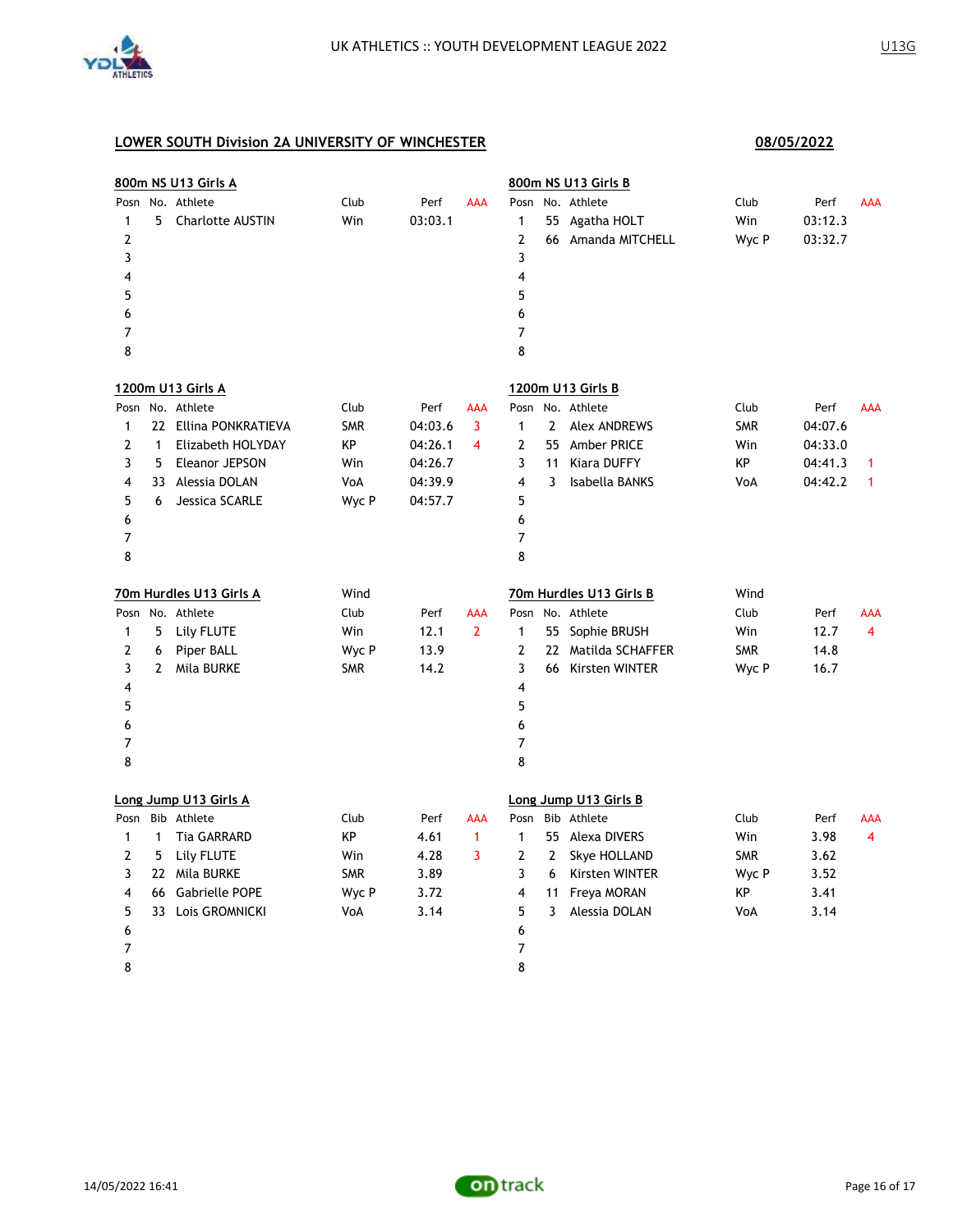## LOWER SOUTH Division 2A UNIVERSITY OF WINCHESTER

**08/05/2022**

### 800m NS U13 Girls A

| Posn | No. | Athlete | Club | Perf | AAA |
|---|---|---|---|---|---|
| 1 | 5 | Charlotte AUSTIN | Win | 03:03.1 | |
| 2 | | | | | |
| 3 | | | | | |
| 4 | | | | | |
| 5 | | | | | |
| 6 | | | | | |
| 7 | | | | | |
| 8 | | | | | |

### 800m NS U13 Girls B

| Posn | No. | Athlete | Club | Perf | AAA |
|---|---|---|---|---|---|
| 1 | 55 | Agatha HOLT | Win | 03:12.3 | |
| 2 | 66 | Amanda MITCHELL | Wyc P | 03:32.7 | |
| 3 | | | | | |
| 4 | | | | | |
| 5 | | | | | |
| 6 | | | | | |
| 7 | | | | | |
| 8 | | | | | |

### 1200m U13 Girls A

| Posn | No. | Athlete | Club | Perf | AAA |
|---|---|---|---|---|---|
| 1 | 22 | Ellina PONKRATIEVA | SMR | 04:03.6 | 3 |
| 2 | 1 | Elizabeth HOLYDAY | KP | 04:26.1 | 4 |
| 3 | 5 | Eleanor JEPSON | Win | 04:26.7 | |
| 4 | 33 | Alessia DOLAN | VoA | 04:39.9 | |
| 5 | 6 | Jessica SCARLE | Wyc P | 04:57.7 | |
| 6 | | | | | |
| 7 | | | | | |
| 8 | | | | | |

### 1200m U13 Girls B

| Posn | No. | Athlete | Club | Perf | AAA |
|---|---|---|---|---|---|
| 1 | 2 | Alex ANDREWS | SMR | 04:07.6 | |
| 2 | 55 | Amber PRICE | Win | 04:33.0 | |
| 3 | 11 | Kiara DUFFY | KP | 04:41.3 | 1 |
| 4 | 3 | Isabella BANKS | VoA | 04:42.2 | 1 |
| 5 | | | | | |
| 6 | | | | | |
| 7 | | | | | |
| 8 | | | | | |

### 70m Hurdles U13 Girls A

Wind

| Posn | No. | Athlete | Club | Perf | AAA |
|---|---|---|---|---|---|
| 1 | 5 | Lily FLUTE | Win | 12.1 | 2 |
| 2 | 6 | Piper BALL | Wyc P | 13.9 | |
| 3 | 2 | Mila BURKE | SMR | 14.2 | |
| 4 | | | | | |
| 5 | | | | | |
| 6 | | | | | |
| 7 | | | | | |
| 8 | | | | | |

### 70m Hurdles U13 Girls B

Wind

| Posn | No. | Athlete | Club | Perf | AAA |
|---|---|---|---|---|---|
| 1 | 55 | Sophie BRUSH | Win | 12.7 | 4 |
| 2 | 22 | Matilda SCHAFFER | SMR | 14.8 | |
| 3 | 66 | Kirsten WINTER | Wyc P | 16.7 | |
| 4 | | | | | |
| 5 | | | | | |
| 6 | | | | | |
| 7 | | | | | |
| 8 | | | | | |

### Long Jump U13 Girls A

| Posn | Bib | Athlete | Club | Perf | AAA |
|---|---|---|---|---|---|
| 1 | 1 | Tia GARRARD | KP | 4.61 | 1 |
| 2 | 5 | Lily FLUTE | Win | 4.28 | 3 |
| 3 | 22 | Mila BURKE | SMR | 3.89 | |
| 4 | 66 | Gabrielle POPE | Wyc P | 3.72 | |
| 5 | 33 | Lois GROMNICKI | VoA | 3.14 | |
| 6 | | | | | |
| 7 | | | | | |
| 8 | | | | | |

### Long Jump U13 Girls B

| Posn | Bib | Athlete | Club | Perf | AAA |
|---|---|---|---|---|---|
| 1 | 55 | Alexa DIVERS | Win | 3.98 | 4 |
| 2 | 2 | Skye HOLLAND | SMR | 3.62 | |
| 3 | 6 | Kirsten WINTER | Wyc P | 3.52 | |
| 4 | 11 | Freya MORAN | KP | 3.41 | |
| 5 | 3 | Alessia DOLAN | VoA | 3.14 | |
| 6 | | | | | |
| 7 | | | | | |
| 8 | | | | | |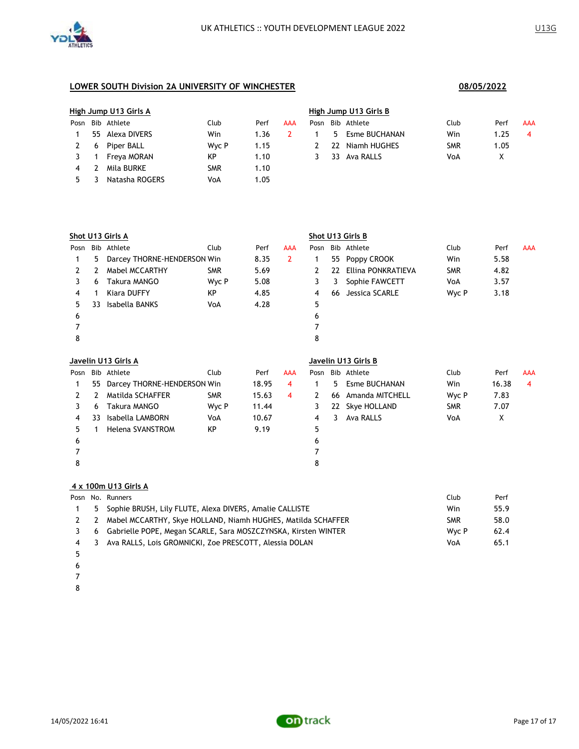UK ATHLETICS :: YOUTH DEVELOPMENT LEAGUE 2022

U13G

## LOWER SOUTH Division 2A UNIVERSITY OF WINCHESTER

**08/05/2022**

### High Jump U13 Girls A

| Posn | Bib | Athlete | Club | Perf | AAA |
|---|---|---|---|---|---|
| 1 | 55 | Alexa DIVERS | Win | 1.36 | 2 |
| 2 | 6 | Piper BALL | Wyc P | 1.15 | |
| 3 | 1 | Freya MORAN | KP | 1.10 | |
| 4 | 2 | Mila BURKE | SMR | 1.10 | |
| 5 | 3 | Natasha ROGERS | VoA | 1.05 | |

### High Jump U13 Girls B

| Posn | Bib | Athlete | Club | Perf | AAA |
|---|---|---|---|---|---|
| 1 | 5 | Esme BUCHANAN | Win | 1.25 | 4 |
| 2 | 22 | Niamh HUGHES | SMR | 1.05 | |
| 3 | 33 | Ava RALLS | VoA | X | |

### Shot U13 Girls A

| Posn | Bib | Athlete | Club | Perf | AAA |
|---|---|---|---|---|---|
| 1 | 5 | Darcey THORNE-HENDERSON | Win | 8.35 | 2 |
| 2 | 2 | Mabel MCCARTHY | SMR | 5.69 | |
| 3 | 6 | Takura MANGO | Wyc P | 5.08 | |
| 4 | 1 | Kiara DUFFY | KP | 4.85 | |
| 5 | 33 | Isabella BANKS | VoA | 4.28 | |
| 6 | | | | | |
| 7 | | | | | |
| 8 | | | | | |

### Shot U13 Girls B

| Posn | Bib | Athlete | Club | Perf | AAA |
|---|---|---|---|---|---|
| 1 | 55 | Poppy CROOK | Win | 5.58 | |
| 2 | 22 | Ellina PONKRATIEVA | SMR | 4.82 | |
| 3 | 3 | Sophie FAWCETT | VoA | 3.57 | |
| 4 | 66 | Jessica SCARLE | Wyc P | 3.18 | |
| 5 | | | | | |
| 6 | | | | | |
| 7 | | | | | |
| 8 | | | | | |

### Javelin U13 Girls A

| Posn | Bib | Athlete | Club | Perf | AAA |
|---|---|---|---|---|---|
| 1 | 55 | Darcey THORNE-HENDERSON | Win | 18.95 | 4 |
| 2 | 2 | Matilda SCHAFFER | SMR | 15.63 | 4 |
| 3 | 6 | Takura MANGO | Wyc P | 11.44 | |
| 4 | 33 | Isabella LAMBORN | VoA | 10.67 | |
| 5 | 1 | Helena SVANSTROM | KP | 9.19 | |
| 6 | | | | | |
| 7 | | | | | |
| 8 | | | | | |

### Javelin U13 Girls B

| Posn | Bib | Athlete | Club | Perf | AAA |
|---|---|---|---|---|---|
| 1 | 5 | Esme BUCHANAN | Win | 16.38 | 4 |
| 2 | 66 | Amanda MITCHELL | Wyc P | 7.83 | |
| 3 | 22 | Skye HOLLAND | SMR | 7.07 | |
| 4 | 3 | Ava RALLS | VoA | X | |
| 5 | | | | | |
| 6 | | | | | |
| 7 | | | | | |
| 8 | | | | | |

### 4 x 100m U13 Girls A

| Posn | No. | Runners | Club | Perf |
|---|---|---|---|---|
| 1 | 5 | Sophie BRUSH, Lily FLUTE, Alexa DIVERS, Amalie CALLISTE | Win | 55.9 |
| 2 | 2 | Mabel MCCARTHY, Skye HOLLAND, Niamh HUGHES, Matilda SCHAFFER | SMR | 58.0 |
| 3 | 6 | Gabrielle POPE, Megan SCARLE, Sara MOSZCZYNSKA, Kirsten WINTER | Wyc P | 62.4 |
| 4 | 3 | Ava RALLS, Lois GROMNICKI, Zoe PRESCOTT, Alessia DOLAN | VoA | 65.1 |
| 5 | | | | |
| 6 | | | | |
| 7 | | | | |
| 8 | | | | |

14/05/2022 16:41